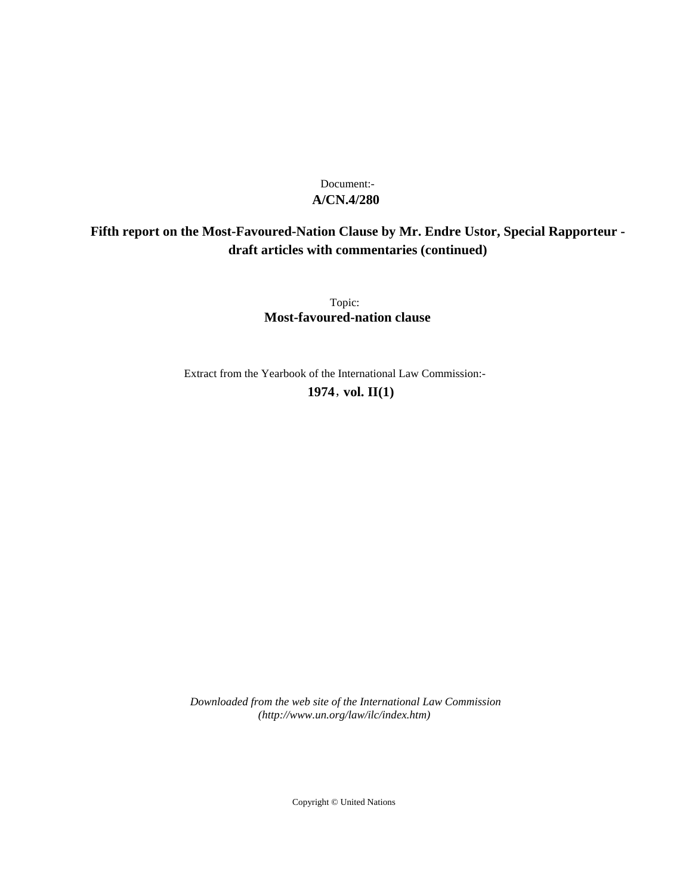Document:-
**A/CN.4/280**

**Fifth report on the Most-Favoured-Nation Clause by Mr. Endre Ustor, Special Rapporteur - draft articles with commentaries (continued)**

Topic:
**Most-favoured-nation clause**

Extract from the Yearbook of the International Law Commission:-
**1974, vol. II(1)**

*Downloaded from the web site of the International Law Commission (http://www.un.org/law/ilc/index.htm)*

Copyright © United Nations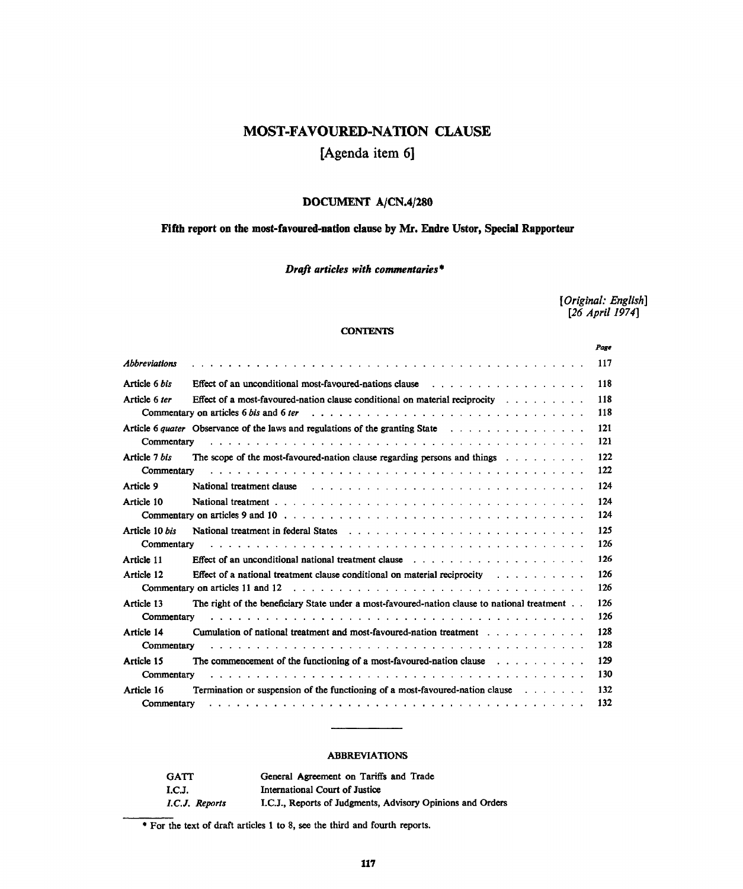# MOST-FAVOURED-NATION CLAUSE

## [Agenda item 6]

### DOCUMENT A/CN.4/280

**Fifth report on the most-favoured-nation clause by Mr. Endre Ustor, Special Rapporteur**

***Draft articles with commentaries**** 

*[Original: English]*
*[26 April 1974]*

#### CONTENTS

| | | *Page* |
|---|---|---|
| *Abbreviations* | | 117 |
| Article 6 *bis* | Effect of an unconditional most-favoured-nations clause | 118 |
| Article 6 *ter* | Effect of a most-favoured-nation clause conditional on material reciprocity | 118 |
| | Commentary on articles 6 *bis* and 6 *ter* | 118 |
| Article 6 *quater* | Observance of the laws and regulations of the granting State | 121 |
| | Commentary | 121 |
| Article 7 *bis* | The scope of the most-favoured-nation clause regarding persons and things | 122 |
| | Commentary | 122 |
| Article 9 | National treatment clause | 124 |
| Article 10 | National treatment | 124 |
| | Commentary on articles 9 and 10 | 124 |
| Article 10 *bis* | National treatment in federal States | 125 |
| | Commentary | 126 |
| Article 11 | Effect of an unconditional national treatment clause | 126 |
| Article 12 | Effect of a national treatment clause conditional on material reciprocity | 126 |
| | Commentary on articles 11 and 12 | 126 |
| Article 13 | The right of the beneficiary State under a most-favoured-nation clause to national treatment | 126 |
| | Commentary | 126 |
| Article 14 | Cumulation of national treatment and most-favoured-nation treatment | 128 |
| | Commentary | 128 |
| Article 15 | The commencement of the functioning of a most-favoured-nation clause | 129 |
| | Commentary | 130 |
| Article 16 | Termination or suspension of the functioning of a most-favoured-nation clause | 132 |
| | Commentary | 132 |

#### ABBREVIATIONS

| | |
|---|---|
| GATT | General Agreement on Tariffs and Trade |
| I.C.J. | International Court of Justice |
| *I.C.J. Reports* | I.C.J., Reports of Judgments, Advisory Opinions and Orders |

* For the text of draft articles 1 to 8, see the third and fourth reports.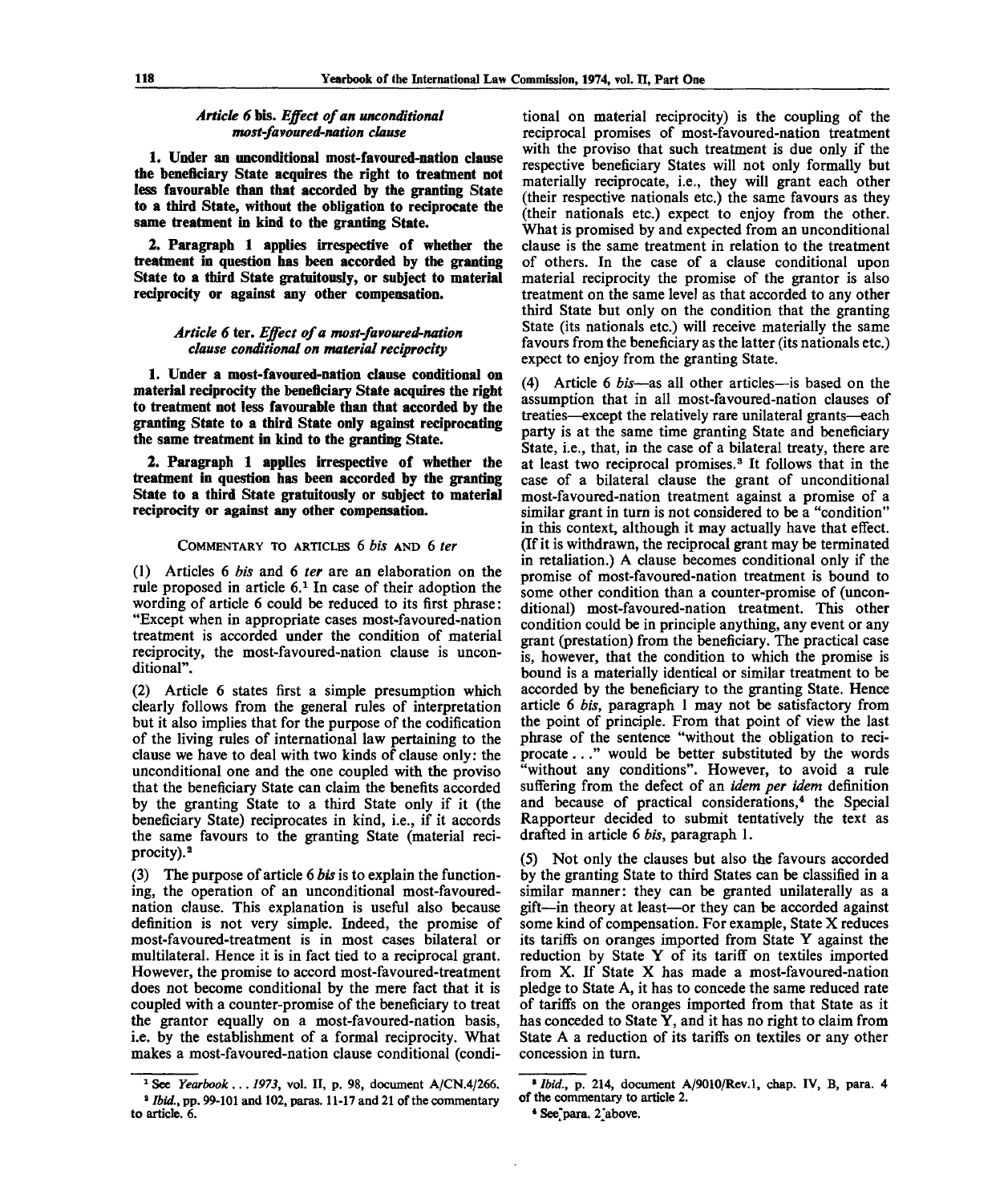### *Article 6* bis. *Effect of an unconditional most-favoured-nation clause*

**1. Under an unconditional most-favoured-nation clause the beneficiary State acquires the right to treatment not less favourable than that accorded by the granting State to a third State, without the obligation to reciprocate the same treatment in kind to the granting State.**

**2. Paragraph 1 applies irrespective of whether the treatment in question has been accorded by the granting State to a third State gratuitously, or subject to material reciprocity or against any other compensation.**

### *Article 6* ter. *Effect of a most-favoured-nation clause conditional on material reciprocity*

**1. Under a most-favoured-nation clause conditional on material reciprocity the beneficiary State acquires the right to treatment not less favourable than that accorded by the granting State to a third State only against reciprocating the same treatment in kind to the granting State.**

**2. Paragraph 1 applies irrespective of whether the treatment in question has been accorded by the granting State to a third State gratuitously or subject to material reciprocity or against any other compensation.**

#### COMMENTARY TO ARTICLES 6 *bis* AND 6 *ter*

(1) Articles 6 *bis* and 6 *ter* are an elaboration on the rule proposed in article 6.[1] In case of their adoption the wording of article 6 could be reduced to its first phrase: "Except when in appropriate cases most-favoured-nation treatment is accorded under the condition of material reciprocity, the most-favoured-nation clause is unconditional".

(2) Article 6 states first a simple presumption which clearly follows from the general rules of interpretation but it also implies that for the purpose of the codification of the living rules of international law pertaining to the clause we have to deal with two kinds of clause only: the unconditional one and the one coupled with the proviso that the beneficiary State can claim the benefits accorded by the granting State to a third State only if it (the beneficiary State) reciprocates in kind, i.e., if it accords the same favours to the granting State (material reciprocity).[2]

(3) The purpose of article 6 *bis* is to explain the functioning, the operation of an unconditional most-favoured-nation clause. This explanation is useful also because definition is not very simple. Indeed, the promise of most-favoured-treatment is in most cases bilateral or multilateral. Hence it is in fact tied to a reciprocal grant. However, the promise to accord most-favoured-treatment does not become conditional by the mere fact that it is coupled with a counter-promise of the beneficiary to treat the grantor equally on a most-favoured-nation basis, i.e. by the establishment of a formal reciprocity. What makes a most-favoured-nation clause conditional (conditional on material reciprocity) is the coupling of the reciprocal promises of most-favoured-nation treatment with the proviso that such treatment is due only if the respective beneficiary States will not only formally but materially reciprocate, i.e., they will grant each other (their respective nationals etc.) the same favours as they (their nationals etc.) expect to enjoy from the other. What is promised by and expected from an unconditional clause is the same treatment in relation to the treatment of others. In the case of a clause conditional upon material reciprocity the promise of the grantor is also treatment on the same level as that accorded to any other third State but only on the condition that the granting State (its nationals etc.) will receive materially the same favours from the beneficiary as the latter (its nationals etc.) expect to enjoy from the granting State.

(4) Article 6 *bis*—as all other articles—is based on the assumption that in all most-favoured-nation clauses of treaties—except the relatively rare unilateral grants—each party is at the same time granting State and beneficiary State, i.e., that, in the case of a bilateral treaty, there are at least two reciprocal promises.[3] It follows that in the case of a bilateral clause the grant of unconditional most-favoured-nation treatment against a promise of a similar grant in turn is not considered to be a "condition" in this context, although it may actually have that effect. (If it is withdrawn, the reciprocal grant may be terminated in retaliation.) A clause becomes conditional only if the promise of most-favoured-nation treatment is bound to some other condition than a counter-promise of (unconditional) most-favoured-nation treatment. This other condition could be in principle anything, any event or any grant (prestation) from the beneficiary. The practical case is, however, that the condition to which the promise is bound is a materially identical or similar treatment to be accorded by the beneficiary to the granting State. Hence article 6 *bis*, paragraph 1 may not be satisfactory from the point of principle. From that point of view the last phrase of the sentence "without the obligation to reciprocate . . ." would be better substituted by the words "without any conditions". However, to avoid a rule suffering from the defect of an *idem per idem* definition and because of practical considerations,[4] the Special Rapporteur decided to submit tentatively the text as drafted in article 6 *bis*, paragraph 1.

(5) Not only the clauses but also the favours accorded by the granting State to third States can be classified in a similar manner: they can be granted unilaterally as a gift—in theory at least—or they can be accorded against some kind of compensation. For example, State X reduces its tariffs on oranges imported from State Y against the reduction by State Y of its tariff on textiles imported from X. If State X has made a most-favoured-nation pledge to State A, it has to concede the same reduced rate of tariffs on the oranges imported from that State as it has conceded to State Y, and it has no right to claim from State A a reduction of its tariffs on textiles or any other concession in turn.

---

[1] See *Yearbook . . . 1973*, vol. II, p. 98, document A/CN.4/266.

[2] *Ibid.*, pp. 99-101 and 102, paras. 11-17 and 21 of the commentary to article. 6.

[3] *Ibid.*, p. 214, document A/9010/Rev.1, chap. IV, B, para. 4 of the commentary to article 2.

[4] See para. 2 above.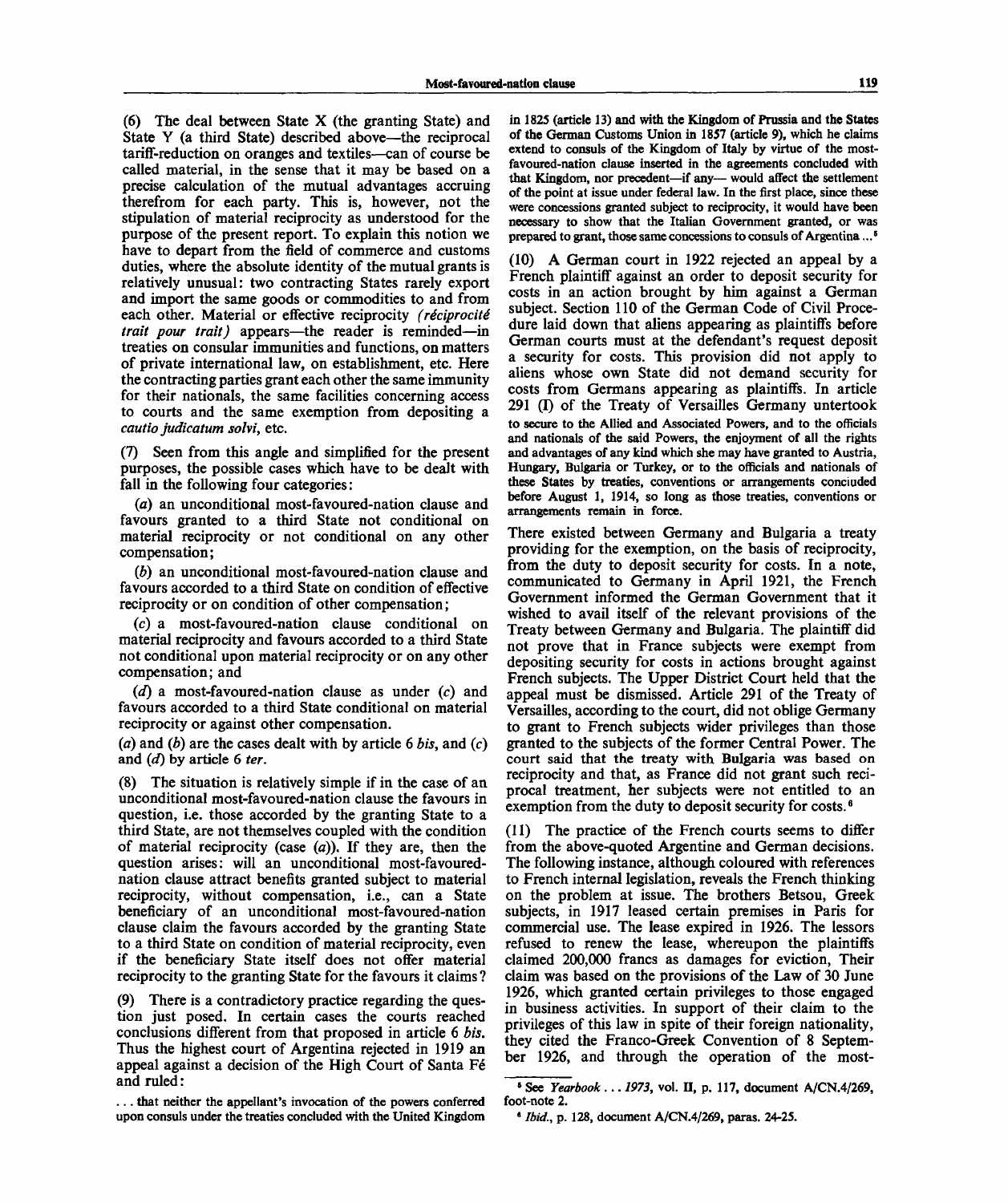(6) The deal between State X (the granting State) and State Y (a third State) described above—the reciprocal tariff-reduction on oranges and textiles—can of course be called material, in the sense that it may be based on a precise calculation of the mutual advantages accruing therefrom for each party. This is, however, not the stipulation of material reciprocity as understood for the purpose of the present report. To explain this notion we have to depart from the field of commerce and customs duties, where the absolute identity of the mutual grants is relatively unusual: two contracting States rarely export and import the same goods or commodities to and from each other. Material or effective reciprocity *(réciprocité trait pour trait)* appears—the reader is reminded—in treaties on consular immunities and functions, on matters of private international law, on establishment, etc. Here the contracting parties grant each other the same immunity for their nationals, the same facilities concerning access to courts and the same exemption from depositing a *cautio judicatum solvi*, etc.

(7) Seen from this angle and simplified for the present purposes, the possible cases which have to be dealt with fall in the following four categories:

(*a*) an unconditional most-favoured-nation clause and favours granted to a third State not conditional on material reciprocity or not conditional on any other compensation;

(*b*) an unconditional most-favoured-nation clause and favours accorded to a third State on condition of effective reciprocity or on condition of other compensation;

(*c*) a most-favoured-nation clause conditional on material reciprocity and favours accorded to a third State not conditional upon material reciprocity or on any other compensation; and

(*d*) a most-favoured-nation clause as under (*c*) and favours accorded to a third State conditional on material reciprocity or against other compensation.

(*a*) and (*b*) are the cases dealt with by article 6 *bis*, and (*c*) and (*d*) by article 6 *ter*.

(8) The situation is relatively simple if in the case of an unconditional most-favoured-nation clause the favours in question, i.e. those accorded by the granting State to a third State, are not themselves coupled with the condition of material reciprocity (case (*a*)). If they are, then the question arises: will an unconditional most-favoured-nation clause attract benefits granted subject to material reciprocity, without compensation, i.e., can a State beneficiary of an unconditional most-favoured-nation clause claim the favours accorded by the granting State to a third State on condition of material reciprocity, even if the beneficiary State itself does not offer material reciprocity to the granting State for the favours it claims?

(9) There is a contradictory practice regarding the question just posed. In certain cases the courts reached conclusions different from that proposed in article 6 *bis*. Thus the highest court of Argentina rejected in 1919 an appeal against a decision of the High Court of Santa Fé and ruled:

> ... that neither the appellant's invocation of the powers conferred upon consuls under the treaties concluded with the United Kingdom in 1825 (article 13) and with the Kingdom of Prussia and the States of the German Customs Union in 1857 (article 9), which he claims extend to consuls of the Kingdom of Italy by virtue of the most-favoured-nation clause inserted in the agreements concluded with that Kingdom, nor precedent—if any— would affect the settlement of the point at issue under federal law. In the first place, since these were concessions granted subject to reciprocity, it would have been necessary to show that the Italian Government granted, or was prepared to grant, those same concessions to consuls of Argentina ...[5]

(10) A German court in 1922 rejected an appeal by a French plaintiff against an order to deposit security for costs in an action brought by him against a German subject. Section 110 of the German Code of Civil Procedure laid down that aliens appearing as plaintiffs before German courts must at the defendant's request deposit a security for costs. This provision did not apply to aliens whose own State did not demand security for costs from Germans appearing as plaintiffs. In article 291 (I) of the Treaty of Versailles Germany untertook

> to secure to the Allied and Associated Powers, and to the officials and nationals of the said Powers, the enjoyment of all the rights and advantages of any kind which she may have granted to Austria, Hungary, Bulgaria or Turkey, or to the officials and nationals of these States by treaties, conventions or arrangements concluded before August 1, 1914, so long as those treaties, conventions or arrangements remain in force.

There existed between Germany and Bulgaria a treaty providing for the exemption, on the basis of reciprocity, from the duty to deposit security for costs. In a note, communicated to Germany in April 1921, the French Government informed the German Government that it wished to avail itself of the relevant provisions of the Treaty between Germany and Bulgaria. The plaintiff did not prove that in France subjects were exempt from depositing security for costs in actions brought against French subjects. The Upper District Court held that the appeal must be dismissed. Article 291 of the Treaty of Versailles, according to the court, did not oblige Germany to grant to French subjects wider privileges than those granted to the subjects of the former Central Power. The court said that the treaty with Bulgaria was based on reciprocity and that, as France did not grant such reciprocal treatment, her subjects were not entitled to an exemption from the duty to deposit security for costs.[6]

(11) The practice of the French courts seems to differ from the above-quoted Argentine and German decisions. The following instance, although coloured with references to French internal legislation, reveals the French thinking on the problem at issue. The brothers Betsou, Greek subjects, in 1917 leased certain premises in Paris for commercial use. The lease expired in 1926. The lessors refused to renew the lease, whereupon the plaintiffs claimed 200,000 francs as damages for eviction, Their claim was based on the provisions of the Law of 30 June 1926, which granted certain privileges to those engaged in business activities. In support of their claim to the privileges of this law in spite of their foreign nationality, they cited the Franco-Greek Convention of 8 September 1926, and through the operation of the most-

---

[5] See *Yearbook ... 1973*, vol. II, p. 117, document A/CN.4/269, foot-note 2.

[6] *Ibid.*, p. 128, document A/CN.4/269, paras. 24-25.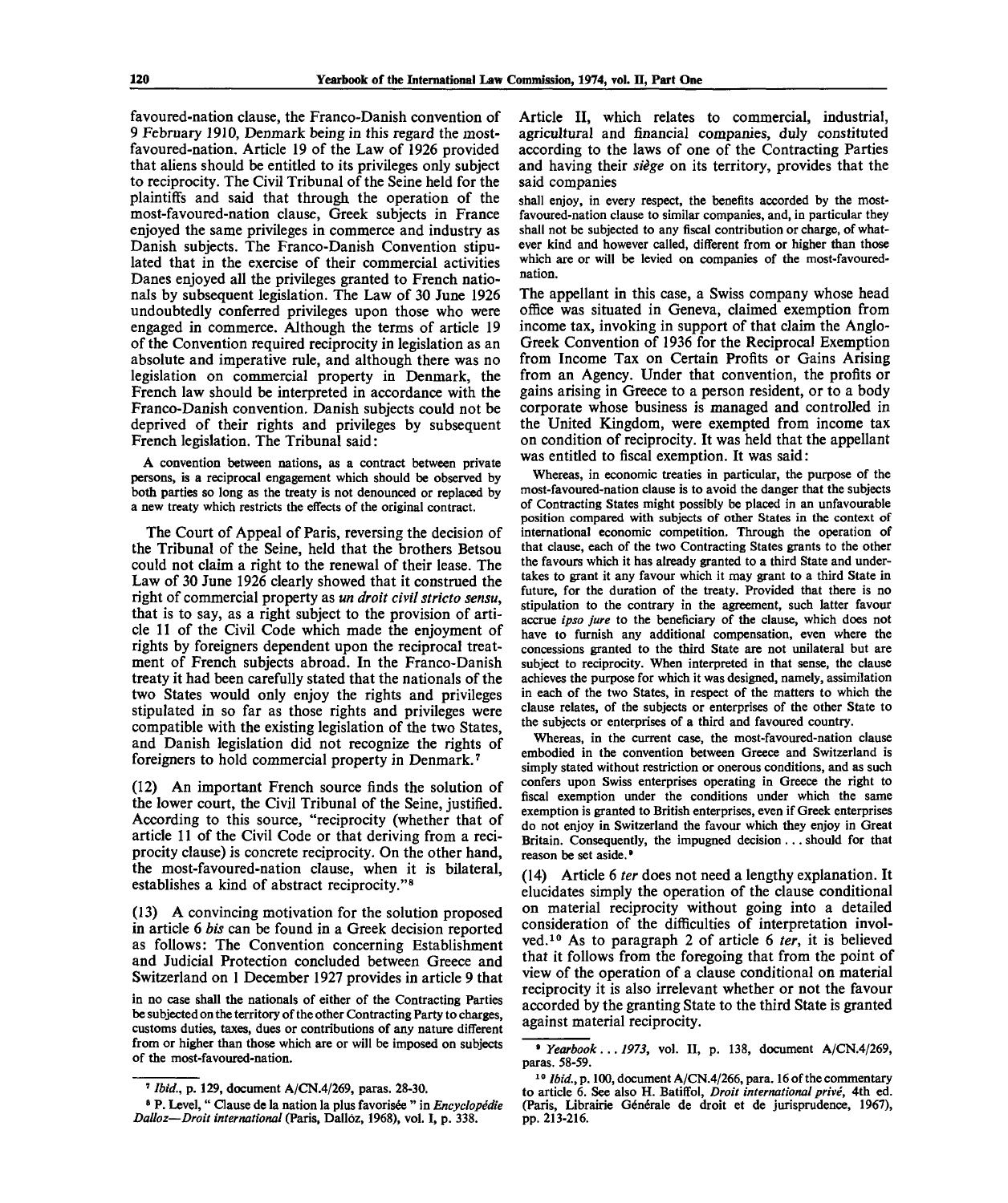favoured-nation clause, the Franco-Danish convention of 9 February 1910, Denmark being in this regard the most-favoured-nation. Article 19 of the Law of 1926 provided that aliens should be entitled to its privileges only subject to reciprocity. The Civil Tribunal of the Seine held for the plaintiffs and said that through the operation of the most-favoured-nation clause, Greek subjects in France enjoyed the same privileges in commerce and industry as Danish subjects. The Franco-Danish Convention stipulated that in the exercise of their commercial activities Danes enjoyed all the privileges granted to French nationals by subsequent legislation. The Law of 30 June 1926 undoubtedly conferred privileges upon those who were engaged in commerce. Although the terms of article 19 of the Convention required reciprocity in legislation as an absolute and imperative rule, and although there was no legislation on commercial property in Denmark, the French law should be interpreted in accordance with the Franco-Danish convention. Danish subjects could not be deprived of their rights and privileges by subsequent French legislation. The Tribunal said:

> A convention between nations, as a contract between private persons, is a reciprocal engagement which should be observed by both parties so long as the treaty is not denounced or replaced by a new treaty which restricts the effects of the original contract.

The Court of Appeal of Paris, reversing the decision of the Tribunal of the Seine, held that the brothers Betsou could not claim a right to the renewal of their lease. The Law of 30 June 1926 clearly showed that it construed the right of commercial property as *un droit civil stricto sensu*, that is to say, as a right subject to the provision of article 11 of the Civil Code which made the enjoyment of rights by foreigners dependent upon the reciprocal treatment of French subjects abroad. In the Franco-Danish treaty it had been carefully stated that the nationals of the two States would only enjoy the rights and privileges stipulated in so far as those rights and privileges were compatible with the existing legislation of the two States, and Danish legislation did not recognize the rights of foreigners to hold commercial property in Denmark.[7]

(12) An important French source finds the solution of the lower court, the Civil Tribunal of the Seine, justified. According to this source, "reciprocity (whether that of article 11 of the Civil Code or that deriving from a reciprocity clause) is concrete reciprocity. On the other hand, the most-favoured-nation clause, when it is bilateral, establishes a kind of abstract reciprocity."[8]

(13) A convincing motivation for the solution proposed in article 6 *bis* can be found in a Greek decision reported as follows: The Convention concerning Establishment and Judicial Protection concluded between Greece and Switzerland on 1 December 1927 provides in article 9 that

> in no case shall the nationals of either of the Contracting Parties be subjected on the territory of the other Contracting Party to charges, customs duties, taxes, dues or contributions of any nature different from or higher than those which are or will be imposed on subjects of the most-favoured-nation.

Article II, which relates to commercial, industrial, agricultural and financial companies, duly constituted according to the laws of one of the Contracting Parties and having their *siège* on its territory, provides that the said companies

> shall enjoy, in every respect, the benefits accorded by the most-favoured-nation clause to similar companies, and, in particular they shall not be subjected to any fiscal contribution or charge, of whatever kind and however called, different from or higher than those which are or will be levied on companies of the most-favoured-nation.

The appellant in this case, a Swiss company whose head office was situated in Geneva, claimed exemption from income tax, invoking in support of that claim the Anglo-Greek Convention of 1936 for the Reciprocal Exemption from Income Tax on Certain Profits or Gains Arising from an Agency. Under that convention, the profits or gains arising in Greece to a person resident, or to a body corporate whose business is managed and controlled in the United Kingdom, were exempted from income tax on condition of reciprocity. It was held that the appellant was entitled to fiscal exemption. It was said:

> Whereas, in economic treaties in particular, the purpose of the most-favoured-nation clause is to avoid the danger that the subjects of Contracting States might possibly be placed in an unfavourable position compared with subjects of other States in the context of international economic competition. Through the operation of that clause, each of the two Contracting States grants to the other the favours which it has already granted to a third State and undertakes to grant it any favour which it may grant to a third State in future, for the duration of the treaty. Provided that there is no stipulation to the contrary in the agreement, such latter favour accrue *ipso jure* to the beneficiary of the clause, which does not have to furnish any additional compensation, even where the concessions granted to the third State are not unilateral but are subject to reciprocity. When interpreted in that sense, the clause achieves the purpose for which it was designed, namely, assimilation in each of the two States, in respect of the matters to which the clause relates, of the subjects or enterprises of the other State to the subjects or enterprises of a third and favoured country.
>
> Whereas, in the current case, the most-favoured-nation clause embodied in the convention between Greece and Switzerland is simply stated without restriction or onerous conditions, and as such confers upon Swiss enterprises operating in Greece the right to fiscal exemption under the conditions under which the same exemption is granted to British enterprises, even if Greek enterprises do not enjoy in Switzerland the favour which they enjoy in Great Britain. Consequently, the impugned decision . . . should for that reason be set aside.[9]

(14) Article 6 *ter* does not need a lengthy explanation. It elucidates simply the operation of the clause conditional on material reciprocity without going into a detailed consideration of the difficulties of interpretation involved.[10] As to paragraph 2 of article 6 *ter*, it is believed that it follows from the foregoing that from the point of view of the operation of a clause conditional on material reciprocity it is also irrelevant whether or not the favour accorded by the granting State to the third State is granted against material reciprocity.

---

[7] *Ibid.*, p. 129, document A/CN.4/269, paras. 28-30.

[8] P. Level, " Clause de la nation la plus favorisée " in *Encyclopédie Dalloz—Droit international* (Paris, Dalloz, 1968), vol. I, p. 338.

[9] *Yearbook . . . 1973*, vol. II, p. 138, document A/CN.4/269, paras. 58-59.

[10] *Ibid.*, p. 100, document A/CN.4/266, para. 16 of the commentary to article 6. See also H. Batiffol, *Droit international privé*, 4th ed. (Paris, Librairie Générale de droit et de jurisprudence, 1967), pp. 213-216.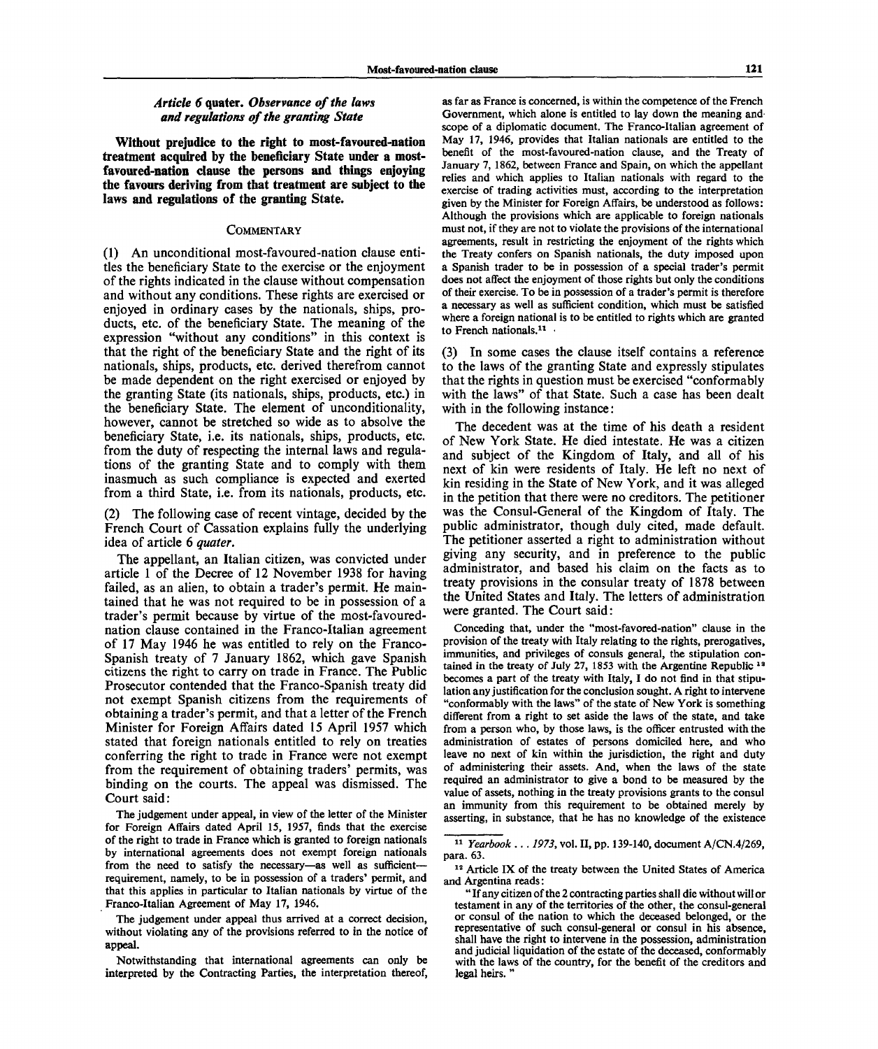### *Article 6* quater. *Observance of the laws and regulations of the granting State*

**Without prejudice to the right to most-favoured-nation treatment acquired by the beneficiary State under a most-favoured-nation clause the persons and things enjoying the favours deriving from that treatment are subject to the laws and regulations of the granting State.**

COMMENTARY

(1) An unconditional most-favoured-nation clause entitles the beneficiary State to the exercise or the enjoyment of the rights indicated in the clause without compensation and without any conditions. These rights are exercised or enjoyed in ordinary cases by the nationals, ships, products, etc. of the beneficiary State. The meaning of the expression "without any conditions" in this context is that the right of the beneficiary State and the right of its nationals, ships, products, etc. derived therefrom cannot be made dependent on the right exercised or enjoyed by the granting State (its nationals, ships, products, etc.) in the beneficiary State. The element of unconditionality, however, cannot be stretched so wide as to absolve the beneficiary State, i.e. its nationals, ships, products, etc. from the duty of respecting the internal laws and regulations of the granting State and to comply with them inasmuch as such compliance is expected and exerted from a third State, i.e. from its nationals, products, etc.

(2) The following case of recent vintage, decided by the French Court of Cassation explains fully the underlying idea of article 6 *quater*.

The appellant, an Italian citizen, was convicted under article 1 of the Decree of 12 November 1938 for having failed, as an alien, to obtain a trader's permit. He maintained that he was not required to be in possession of a trader's permit because by virtue of the most-favoured-nation clause contained in the Franco-Italian agreement of 17 May 1946 he was entitled to rely on the Franco-Spanish treaty of 7 January 1862, which gave Spanish citizens the right to carry on trade in France. The Public Prosecutor contended that the Franco-Spanish treaty did not exempt Spanish citizens from the requirements of obtaining a trader's permit, and that a letter of the French Minister for Foreign Affairs dated 15 April 1957 which stated that foreign nationals entitled to rely on treaties conferring the right to trade in France were not exempt from the requirement of obtaining traders' permits, was binding on the courts. The appeal was dismissed. The Court said:

> The judgement under appeal, in view of the letter of the Minister for Foreign Affairs dated April 15, 1957, finds that the exercise of the right to trade in France which is granted to foreign nationals by international agreements does not exempt foreign nationals from the need to satisfy the necessary—as well as sufficient—requirement, namely, to be in possession of a traders' permit, and that this applies in particular to Italian nationals by virtue of the Franco-Italian Agreement of May 17, 1946.
>
> The judgement under appeal thus arrived at a correct decision, without violating any of the provisions referred to in the notice of appeal.
>
> Notwithstanding that international agreements can only be interpreted by the Contracting Parties, the interpretation thereof, as far as France is concerned, is within the competence of the French Government, which alone is entitled to lay down the meaning and scope of a diplomatic document. The Franco-Italian agreement of May 17, 1946, provides that Italian nationals are entitled to the benefit of the most-favoured-nation clause, and the Treaty of January 7, 1862, between France and Spain, on which the appellant relies and which applies to Italian nationals with regard to the exercise of trading activities must, according to the interpretation given by the Minister for Foreign Affairs, be understood as follows: Although the provisions which are applicable to foreign nationals must not, if they are not to violate the provisions of the international agreements, result in restricting the enjoyment of the rights which the Treaty confers on Spanish nationals, the duty imposed upon a Spanish trader to be in possession of a special trader's permit does not affect the enjoyment of those rights but only the conditions of their exercise. To be in possession of a trader's permit is therefore a necessary as well as sufficient condition, which must be satisfied where a foreign national is to be entitled to rights which are granted to French nationals.[11]

(3) In some cases the clause itself contains a reference to the laws of the granting State and expressly stipulates that the rights in question must be exercised "conformably with the laws" of that State. Such a case has been dealt with in the following instance:

The decedent was at the time of his death a resident of New York State. He died intestate. He was a citizen and subject of the Kingdom of Italy, and all of his next of kin were residents of Italy. He left no next of kin residing in the State of New York, and it was alleged in the petition that there were no creditors. The petitioner was the Consul-General of the Kingdom of Italy. The public administrator, though duly cited, made default. The petitioner asserted a right to administration without giving any security, and in preference to the public administrator, and based his claim on the facts as to treaty provisions in the consular treaty of 1878 between the United States and Italy. The letters of administration were granted. The Court said:

> Conceding that, under the "most-favored-nation" clause in the provision of the treaty with Italy relating to the rights, prerogatives, immunities, and privileges of consuls general, the stipulation contained in the treaty of July 27, 1853 with the Argentine Republic[12] becomes a part of the treaty with Italy, I do not find in that stipulation any justification for the conclusion sought. A right to intervene "conformably with the laws" of the state of New York is something different from a right to set aside the laws of the state, and take from a person who, by those laws, is the officer entrusted with the administration of estates of persons domiciled here, and who leave no next of kin within the jurisdiction, the right and duty of administering their assets. And, when the laws of the state required an administrator to give a bond to be measured by the value of assets, nothing in the treaty provisions grants to the consul an immunity from this requirement to be obtained merely by asserting, in substance, that he has no knowledge of the existence

---

[11] *Yearbook . . . 1973*, vol. II, pp. 139-140, document A/CN.4/269, para. 63.

[12] Article IX of the treaty between the United States of America and Argentina reads:

"If any citizen of the 2 contracting parties shall die without will or testament in any of the territories of the other, the consul-general or consul of the nation to which the deceased belonged, or the representative of such consul-general or consul in his absence, shall have the right to intervene in the possession, administration and judicial liquidation of the estate of the deceased, conformably with the laws of the country, for the benefit of the creditors and legal heirs."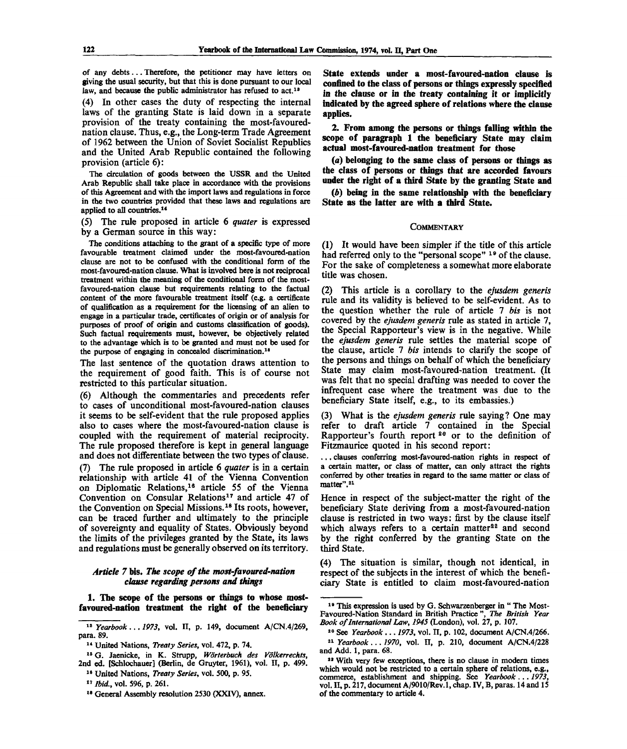of any debts . . . Therefore, the petitioner may have letters on giving the usual security, but that this is done pursuant to our local law, and because the public administrator has refused to act.[13]

(4) In other cases the duty of respecting the internal laws of the granting State is laid down in a separate provision of the treaty containing the most-favoured-nation clause. Thus, e.g., the Long-term Trade Agreement of 1962 between the Union of Soviet Socialist Republics and the United Arab Republic contained the following provision (article 6):

> The circulation of goods between the USSR and the United Arab Republic shall take place in accordance with the provisions of this Agreement and with the import laws and regulations in force in the two countries provided that these laws and regulations are applied to all countries.[14]

(5) The rule proposed in article 6 *quater* is expressed by a German source in this way:

> The conditions attaching to the grant of a specific type of more favourable treatment claimed under the most-favoured-nation clause are not to be confused with the conditional form of the most-favoured-nation clause. What is involved here is not reciprocal treatment within the meaning of the conditional form of the most-favoured-nation clause but requirements relating to the factual content of the more favourable treatment itself (e.g. a certificate of qualification as a requirement for the licensing of an alien to engage in a particular trade, certificates of origin or of analysis for purposes of proof of origin and customs classification of goods). Such factual requirements must, however, be objectively related to the advantage which is to be granted and must not be used for the purpose of engaging in concealed discrimination.[15]

The last sentence of the quotation draws attention to the requirement of good faith. This is of course not restricted to this particular situation.

(6) Although the commentaries and precedents refer to cases of unconditional most-favoured-nation clauses it seems to be self-evident that the rule proposed applies also to cases where the most-favoured-nation clause is coupled with the requirement of material reciprocity. The rule proposed therefore is kept in general language and does not differentiate between the two types of clause.

(7) The rule proposed in article 6 *quater* is in a certain relationship with article 41 of the Vienna Convention on Diplomatic Relations,[16] article 55 of the Vienna Convention on Consular Relations[17] and article 47 of the Convention on Special Missions.[18] Its roots, however, can be traced further and ultimately to the principle of sovereignty and equality of States. Obviously beyond the limits of the privileges granted by the State, its laws and regulations must be generally observed on its territory.

### *Article 7* bis. *The scope of the most-favoured-nation clause regarding persons and things*

**1. The scope of the persons or things to whose most-favoured-nation treatment the right of the beneficiary State extends under a most-favoured-nation clause is confined to the class of persons or things expressly specified in the clause or in the treaty containing it or implicitly indicated by the agreed sphere of relations where the clause applies.**

**2. From among the persons or things falling within the scope of paragraph 1 the beneficiary State may claim actual most-favoured-nation treatment for those**

**(*a*) belonging to the same class of persons or things as the class of persons or things that are accorded favours under the right of a third State by the granting State and**

**(*b*) being in the same relationship with the beneficiary State as the latter are with a third State.**

#### Commentary

(1) It would have been simpler if the title of this article had referred only to the "personal scope" [19] of the clause. For the sake of completeness a somewhat more elaborate title was chosen.

(2) This article is a corollary to the *ejusdem generis* rule and its validity is believed to be self-evident. As to the question whether the rule of article 7 *bis* is not covered by the *ejusdem generis* rule as stated in article 7, the Special Rapporteur's view is in the negative. While the *ejusdem generis* rule settles the material scope of the clause, article 7 *bis* intends to clarify the scope of the persons and things on behalf of which the beneficiary State may claim most-favoured-nation treatment. (It was felt that no special drafting was needed to cover the infrequent case where the treatment was due to the beneficiary State itself, e.g., to its embassies.)

(3) What is the *ejusdem generis* rule saying? One may refer to draft article 7 contained in the Special Rapporteur's fourth report [20] or to the definition of Fitzmaurice quoted in his second report:

> . . . clauses conferring most-favoured-nation rights in respect of a certain matter, or class of matter, can only attract the rights conferred by other treaties in regard to the same matter or class of matter".[21]

Hence in respect of the subject-matter the right of the beneficiary State deriving from a most-favoured-nation clause is restricted in two ways: first by the clause itself which always refers to a certain matter[22] and second by the right conferred by the granting State on the third State.

(4) The situation is similar, though not identical, in respect of the subjects in the interest of which the beneficiary State is entitled to claim most-favoured-nation

---

[13] *Yearbook . . . 1973*, vol. II, p. 149, document A/CN.4/269, para. 89.

[14] United Nations, *Treaty Series*, vol. 472, p. 74.

[15] G. Jaenicke, in K. Strupp, *Wörterbuch des Völkerrechts*, 2nd ed. [Schlochauer] (Berlin, de Gruyter, 1961), vol. II, p. 499.

[16] United Nations, *Treaty Series*, vol. 500, p. 95.

[17] *Ibid.*, vol. 596, p. 261.

[18] General Assembly resolution 2530 (XXIV), annex.

[19] This expression is used by G. Schwarzenberger in " The Most-Favoured-Nation Standard in British Practice ", *The British Year Book of International Law, 1945* (London), vol. 27, p. 107.

[20] See *Yearbook . . . 1973*, vol. II, p. 102, document A/CN.4/266.

[21] *Yearbook . . . 1970*, vol. II, p. 210, document A/CN.4/228 and Add. 1, para. 68.

[22] With very few exceptions, there is no clause in modern times which would not be restricted to a certain sphere of relations, e.g., commerce, establishment and shipping. See *Yearbook . . . 1973*, vol. II, p. 217, document A/9010/Rev.1, chap. IV, B, paras. 14 and 15 of the commentary to article 4.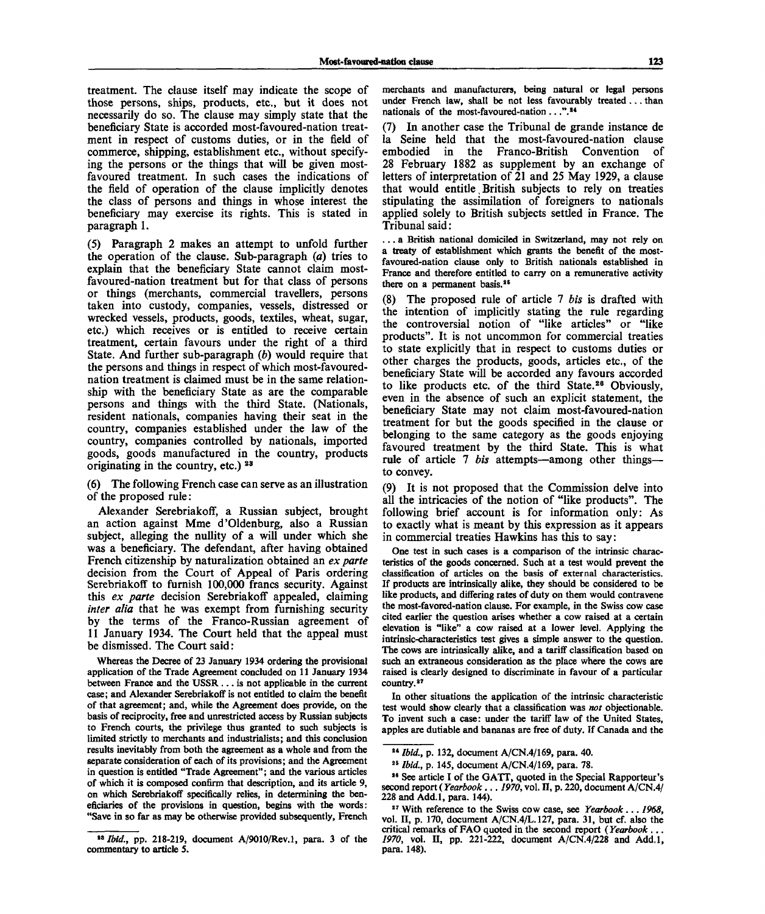treatment. The clause itself may indicate the scope of those persons, ships, products, etc., but it does not necessarily do so. The clause may simply state that the beneficiary State is accorded most-favoured-nation treatment in respect of customs duties, or in the field of commerce, shipping, establishment etc., without specifying the persons or the things that will be given most-favoured treatment. In such cases the indications of the field of operation of the clause implicitly denotes the class of persons and things in whose interest the beneficiary may exercise its rights. This is stated in paragraph 1.

(5) Paragraph 2 makes an attempt to unfold further the operation of the clause. Sub-paragraph (*a*) tries to explain that the beneficiary State cannot claim most-favoured-nation treatment but for that class of persons or things (merchants, commercial travellers, persons taken into custody, companies, vessels, distressed or wrecked vessels, products, goods, textiles, wheat, sugar, etc.) which receives or is entitled to receive certain treatment, certain favours under the right of a third State. And further sub-paragraph (*b*) would require that the persons and things in respect of which most-favoured-nation treatment is claimed must be in the same relationship with the beneficiary State as are the comparable persons and things with the third State. (Nationals, resident nationals, companies having their seat in the country, companies established under the law of the country, companies controlled by nationals, imported goods, goods manufactured in the country, products originating in the country, etc.) [23]

(6) The following French case can serve as an illustration of the proposed rule:

Alexander Serebriakoff, a Russian subject, brought an action against Mme d'Oldenburg, also a Russian subject, alleging the nullity of a will under which she was a beneficiary. The defendant, after having obtained French citizenship by naturalization obtained an *ex parte* decision from the Court of Appeal of Paris ordering Serebriakoff to furnish 100,000 francs security. Against this *ex parte* decision Serebriakoff appealed, claiming *inter alia* that he was exempt from furnishing security by the terms of the Franco-Russian agreement of 11 January 1934. The Court held that the appeal must be dismissed. The Court said:

> Whereas the Decree of 23 January 1934 ordering the provisional application of the Trade Agreement concluded on 11 January 1934 between France and the USSR ... is not applicable in the current case; and Alexander Serebriakoff is not entitled to claim the benefit of that agreement; and, while the Agreement does provide, on the basis of reciprocity, free and unrestricted access by Russian subjects to French courts, the privilege thus granted to such subjects is limited strictly to merchants and industrialists; and this conclusion results inevitably from both the agreement as a whole and from the separate consideration of each of its provisions; and the Agreement in question is entitled "Trade Agreement"; and the various articles of which it is composed confirm that description, and its article 9, on which Serebriakoff specifically relies, in determining the beneficiaries of the provisions in question, begins with the words: "Save in so far as may be otherwise provided subsequently, French merchants and manufacturers, being natural or legal persons under French law, shall be not less favourably treated ... than nationals of the most-favoured-nation ...". [24]

(7) In another case the Tribunal de grande instance de la Seine held that the most-favoured-nation clause embodied in the Franco-British Convention of 28 February 1882 as supplement by an exchange of letters of interpretation of 21 and 25 May 1929, a clause that would entitle British subjects to rely on treaties stipulating the assimilation of foreigners to nationals applied solely to British subjects settled in France. The Tribunal said:

> ... a British national domiciled in Switzerland, may not rely on a treaty of establishment which grants the benefit of the most-favoured-nation clause only to British nationals established in France and therefore entitled to carry on a remunerative activity there on a permanent basis. [25]

(8) The proposed rule of article 7 *bis* is drafted with the intention of implicitly stating the rule regarding the controversial notion of "like articles" or "like products". It is not uncommon for commercial treaties to state explicitly that in respect to customs duties or other charges the products, goods, articles etc., of the beneficiary State will be accorded any favours accorded to like products etc. of the third State. [26] Obviously, even in the absence of such an explicit statement, the beneficiary State may not claim most-favoured-nation treatment for but the goods specified in the clause or belonging to the same category as the goods enjoying favoured treatment by the third State. This is what rule of article 7 *bis* attempts—among other things—to convey.

(9) It is not proposed that the Commission delve into all the intricacies of the notion of "like products". The following brief account is for information only: As to exactly what is meant by this expression as it appears in commercial treaties Hawkins has this to say:

> One test in such cases is a comparison of the intrinsic characteristics of the goods concerned. Such at a test would prevent the classification of articles on the basis of external characteristics. If products are intrinsically alike, they should be considered to be like products, and differing rates of duty on them would contravene the most-favored-nation clause. For example, in the Swiss cow case cited earlier the question arises whether a cow raised at a certain elevation is "like" a cow raised at a lower level. Applying the intrinsic-characteristics test gives a simple answer to the question. The cows are intrinsically alike, and a tariff classification based on such an extraneous consideration as the place where the cows are raised is clearly designed to discriminate in favour of a particular country. [27]
>
> In other situations the application of the intrinsic characteristic test would show clearly that a classification was *not* objectionable. To invent such a case: under the tariff law of the United States, apples are dutiable and bananas are free of duty. If Canada and the

---

[23] *Ibid.*, pp. 218-219, document A/9010/Rev.1, para. 3 of the commentary to article 5.

[24] *Ibid.*, p. 132, document A/CN.4/169, para. 40.

[25] *Ibid.*, p. 145, document A/CN.4/169, para. 78.

[26] See article I of the GATT, quoted in the Special Rapporteur's second report (*Yearbook ... 1970*, vol. II, p. 220, document A/CN.4/228 and Add.1, para. 144).

[27] With reference to the Swiss cow case, see *Yearbook ... 1968*, vol. II, p. 170, document A/CN.4/L.127, para. 31, but cf. also the critical remarks of FAO quoted in the second report (*Yearbook ... 1970*, vol. II, pp. 221-222, document A/CN.4/228 and Add.1, para. 148).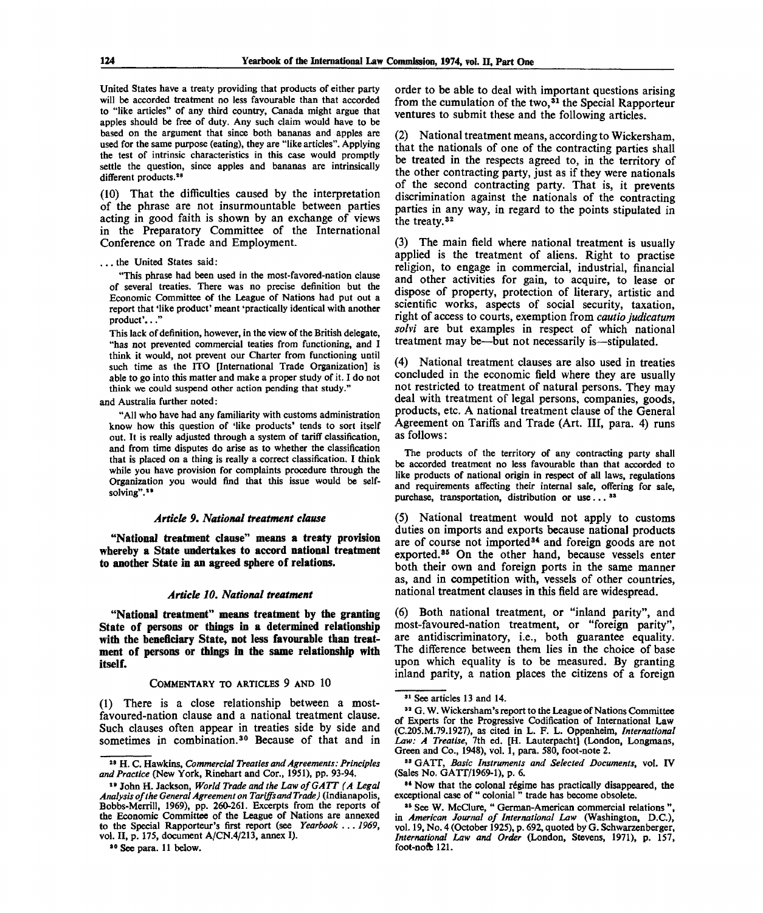United States have a treaty providing that products of either party will be accorded treatment no less favourable than that accorded to "like articles" of any third country, Canada might argue that apples should be free of duty. Any such claim would have to be based on the argument that since both bananas and apples are used for the same purpose (eating), they are "like articles". Applying the test of intrinsic characteristics in this case would promptly settle the question, since apples and bananas are intrinsically different products.[28]

(10) That the difficulties caused by the interpretation of the phrase are not insurmountable between parties acting in good faith is shown by an exchange of views in the Preparatory Committee of the International Conference on Trade and Employment.

> ... the United States said:
>
> "This phrase had been used in the most-favored-nation clause of several treaties. There was no precise definition but the Economic Committee of the League of Nations had put out a report that 'like product' meant 'practically identical with another product'..."
>
> This lack of definition, however, in the view of the British delegate, "has not prevented commercial teaties from functioning, and I think it would, not prevent our Charter from functioning until such time as the ITO [International Trade Organization] is able to go into this matter and make a proper study of it. I do not think we could suspend other action pending that study."
>
> and Australia further noted:
>
> "All who have had any familiarity with customs administration know how this question of 'like products' tends to sort itself out. It is really adjusted through a system of tariff classification, and from time disputes do arise as to whether the classification that is placed on a thing is really a correct classification. I think while you have provision for complaints procedure through the Organization you would find that this issue would be self-solving".[29]

### *Article 9. National treatment clause*

**"National treatment clause" means a treaty provision whereby a State undertakes to accord national treatment to another State in an agreed sphere of relations.**

### *Article 10. National treatment*

**"National treatment" means treatment by the granting State of persons or things in a determined relationship with the beneficiary State, not less favourable than treatment of persons or things in the same relationship with itself.**

#### COMMENTARY TO ARTICLES 9 AND 10

(1) There is a close relationship between a most-favoured-nation clause and a national treatment clause. Such clauses often appear in treaties side by side and sometimes in combination.[30] Because of that and in order to be able to deal with important questions arising from the cumulation of the two,[31] the Special Rapporteur ventures to submit these and the following articles.

(2) National treatment means, according to Wickersham, that the nationals of one of the contracting parties shall be treated in the respects agreed to, in the territory of the other contracting party, just as if they were nationals of the second contracting party. That is, it prevents discrimination against the nationals of the contracting parties in any way, in regard to the points stipulated in the treaty.[32]

(3) The main field where national treatment is usually applied is the treatment of aliens. Right to practise religion, to engage in commercial, industrial, financial and other activities for gain, to acquire, to lease or dispose of property, protection of literary, artistic and scientific works, aspects of social security, taxation, right of access to courts, exemption from *cautio judicatum solvi* are but examples in respect of which national treatment may be—but not necessarily is—stipulated.

(4) National treatment clauses are also used in treaties concluded in the economic field where they are usually not restricted to treatment of natural persons. They may deal with treatment of legal persons, companies, goods, products, etc. A national treatment clause of the General Agreement on Tariffs and Trade (Art. III, para. 4) runs as follows:

> The products of the territory of any contracting party shall be accorded treatment no less favourable than that accorded to like products of national origin in respect of all laws, regulations and requirements affecting their internal sale, offering for sale, purchase, transportation, distribution or use ...[33]

(5) National treatment would not apply to customs duties on imports and exports because national products are of course not imported[34] and foreign goods are not exported.[35] On the other hand, because vessels enter both their own and foreign ports in the same manner as, and in competition with, vessels of other countries, national treatment clauses in this field are widespread.

(6) Both national treatment, or "inland parity", and most-favoured-nation treatment, or "foreign parity", are antidiscriminatory, i.e., both guarantee equality. The difference between them lies in the choice of base upon which equality is to be measured. By granting inland parity, a nation places the citizens of a foreign

---

[28] H. C. Hawkins, *Commercial Treaties and Agreements: Principles and Practice* (New York, Rinehart and Cor., 1951), pp. 93-94.

[29] John H. Jackson, *World Trade and the Law of GATT (A Legal Analysis of the General Agreement on Tariffs and Trade)* (Indianapolis, Bobbs-Merrill, 1969), pp. 260-261. Excerpts from the reports of the Economic Committee of the League of Nations are annexed to the Special Rapporteur's first report (see *Yearbook ... 1969*, vol. II, p. 175, document A/CN.4/213, annex I).

[30] See para. 11 below.

[31] See articles 13 and 14.

[32] G. W. Wickersham's report to the League of Nations Committee of Experts for the Progressive Codification of International Law (C.205.M.79.1927), as cited in L. F. L. Oppenheim, *International Law: A Treatise*, 7th ed. [H. Lauterpacht] (London, Longmans, Green and Co., 1948), vol. 1, para. 580, foot-note 2.

[33] GATT, *Basic Instruments and Selected Documents*, vol. IV (Sales No. GATT/1969-1), p. 6.

[34] Now that the colonal régime has practically disappeared, the exceptional case of "colonial" trade has become obsolete.

[35] See W. McClure, "German-American commercial relations", in *American Journal of International Law* (Washington, D.C.), vol. 19, No. 4 (October 1925), p. 692, quoted by G. Schwarzenberger, *International Law and Order* (London, Stevens, 1971), p. 157, foot-note 121.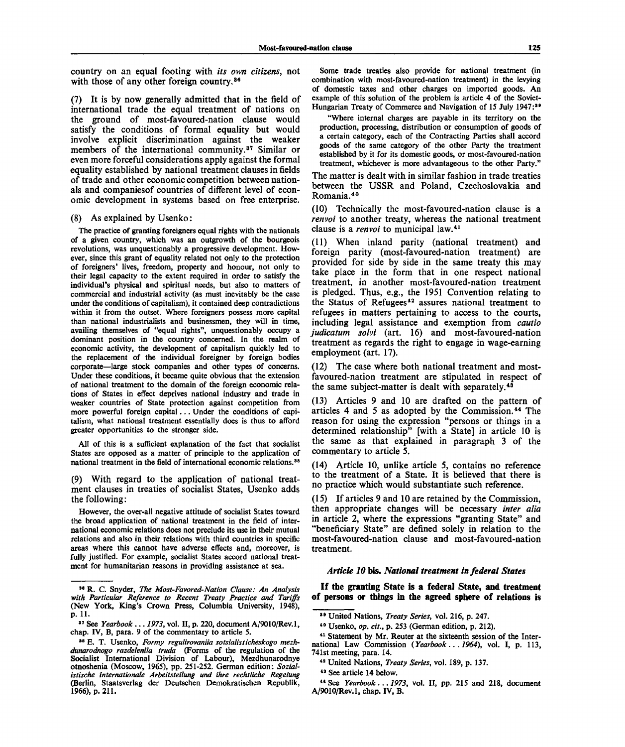country on an equal footing with *its own citizens*, not with those of any other foreign country.[36]

(7) It is by now generally admitted that in the field of international trade the equal treatment of nations on the ground of most-favoured-nation clause would satisfy the conditions of formal equality but would involve explicit discrimination against the weaker members of the international community.[37] Similar or even more forceful considerations apply against the formal equality established by national treatment clauses in fields of trade and other economic competition between nationals and companiesof countries of different level of economic development in systems based on free enterprise.

(8) As explained by Usenko:

> The practice of granting foreigners equal rights with the nationals of a given country, which was an outgrowth of the bourgeois revolutions, was unquestionably a progressive development. However, since this grant of equality related not only to the protection of foreigners' lives, freedom, property and honour, not only to their legal capacity to the extent required in order to satisfy the individual's physical and spiritual needs, but also to matters of commercial and industrial activity (as must inevitably be the case under the conditions of capitalism), it contained deep contradictions within it from the outset. Where foreigners possess more capital than national industrialists and businessmen, they will in time, availing themselves of "equal rights", unquestionably occupy a dominant position in the country concerned. In the realm of economic activity, the development of capitalism quickly led to the replacement of the individual foreigner by foreign bodies corporate—large stock companies and other types of concerns. Under these conditions, it became quite obvious that the extension of national treatment to the domain of the foreign economic relations of States in effect deprives national industry and trade in weaker countries of State protection against competition from more powerful foreign capital ... Under the conditions of capitalism, what national treatment essentially does is thus to afford greater opportunities to the stronger side.
>
> All of this is a sufficient explanation of the fact that socialist States are opposed as a matter of principle to the application of national treatment in the field of international economic relations.[38]

(9) With regard to the application of national treatment clauses in treaties of socialist States, Usenko adds the following:

> However, the over-all negative attitude of socialist States toward the broad application of national treatment in the field of international economic relations does not preclude its use in their mutual relations and also in their relations with third countries in specific areas where this cannot have adverse effects and, moreover, is fully justified. For example, socialist States accord national treatment for humanitarian reasons in providing assistance at sea.
>
> Some trade treaties also provide for national treatment (in combination with most-favoured-nation treatment) in the levying of domestic taxes and other charges on imported goods. An example of this solution of the problem is article 4 of the Soviet-Hungarian Treaty of Commerce and Navigation of 15 July 1947:[39]
>
> "Where internal charges are payable in its territory on the production, processing, distribution or consumption of goods of a certain category, each of the Contracting Parties shall accord goods of the same category of the other Party the treatment established by it for its domestic goods, or most-favoured-nation treatment, whichever is more advantageous to the other Party."

The matter is dealt with in similar fashion in trade treaties between the USSR and Poland, Czechoslovakia and Romania.[40]

(10) Technically the most-favoured-nation clause is a *renvoi* to another treaty, whereas the national treatment clause is a *renvoi* to municipal law.[41]

(11) When inland parity (national treatment) and foreign parity (most-favoured-nation treatment) are provided for side by side in the same treaty this may take place in the form that in one respect national treatment, in another most-favoured-nation treatment is pledged. Thus, e.g., the 1951 Convention relating to the Status of Refugees[42] assures national treatment to refugees in matters pertaining to access to the courts, including legal assistance and exemption from *cautio judicatum solvi* (art. 16) and most-favoured-nation treatment as regards the right to engage in wage-earning employment (art. 17).

(12) The case where both national treatment and most-favoured-nation treatment are stipulated in respect of the same subject-matter is dealt with separately.[43]

(13) Articles 9 and 10 are drafted on the pattern of articles 4 and 5 as adopted by the Commission.[44] The reason for using the expression "persons or things in a determined relationship" [with a State] in article 10 is the same as that explained in paragraph 3 of the commentary to article 5.

(14) Article 10, unlike article 5, contains no reference to the treatment of a State. It is believed that there is no practice which would substantiate such reference.

(15) If articles 9 and 10 are retained by the Commission, then appropriate changes will be necessary *inter alia* in article 2, where the expressions "granting State" and "beneficiary State" are defined solely in relation to the most-favoured-nation clause and most-favoured-nation treatment.

### *Article 10* bis. *National treatment in federal States*

**If the granting State is a federal State, and treatment of persons or things in the agreed sphere of relations is**

---

[36] R. C. Snyder, *The Most-Favored-Nation Clause: An Analysis with Particular Reference to Recent Treaty Practice and Tariffs* (New York, King's Crown Press, Columbia University, 1948), p. 11.

[37] See *Yearbook ... 1973*, vol. II, p. 220, document A/9010/Rev.1, chap. IV, B, para. 9 of the commentary to article 5.

[38] E. T. Usenko, *Formy regulirovaniia sotsialisticheskogo mezhdunarodnogo razdeleniia truda* (Forms of the regulation of the Socialist International Division of Labour), Mezhdunarodnye otnoshenia (Moscow, 1965), pp. 251-252. German edition: *Sozialistische internationale Arbeitsteilung und ihre rechtliche Regelung* (Berlin, Staatsverlag der Deutschen Demokratischen Republik, 1966), p. 211.

[39] United Nations, *Treaty Series*, vol. 216, p. 247.

[40] Usenko, *op. cit.*, p. 253 (German edition, p. 212).

[41] Statement by Mr. Reuter at the sixteenth session of the International Law Commission (*Yearbook ... 1964*), vol. I, p. 113, 741st meeting, para. 14.

[42] United Nations, *Treaty Series*, vol. 189, p. 137.

[43] See article 14 below.

[44] See *Yearbook ... 1973*, vol. II, pp. 215 and 218, document A/9010/Rev.1, chap. IV, B.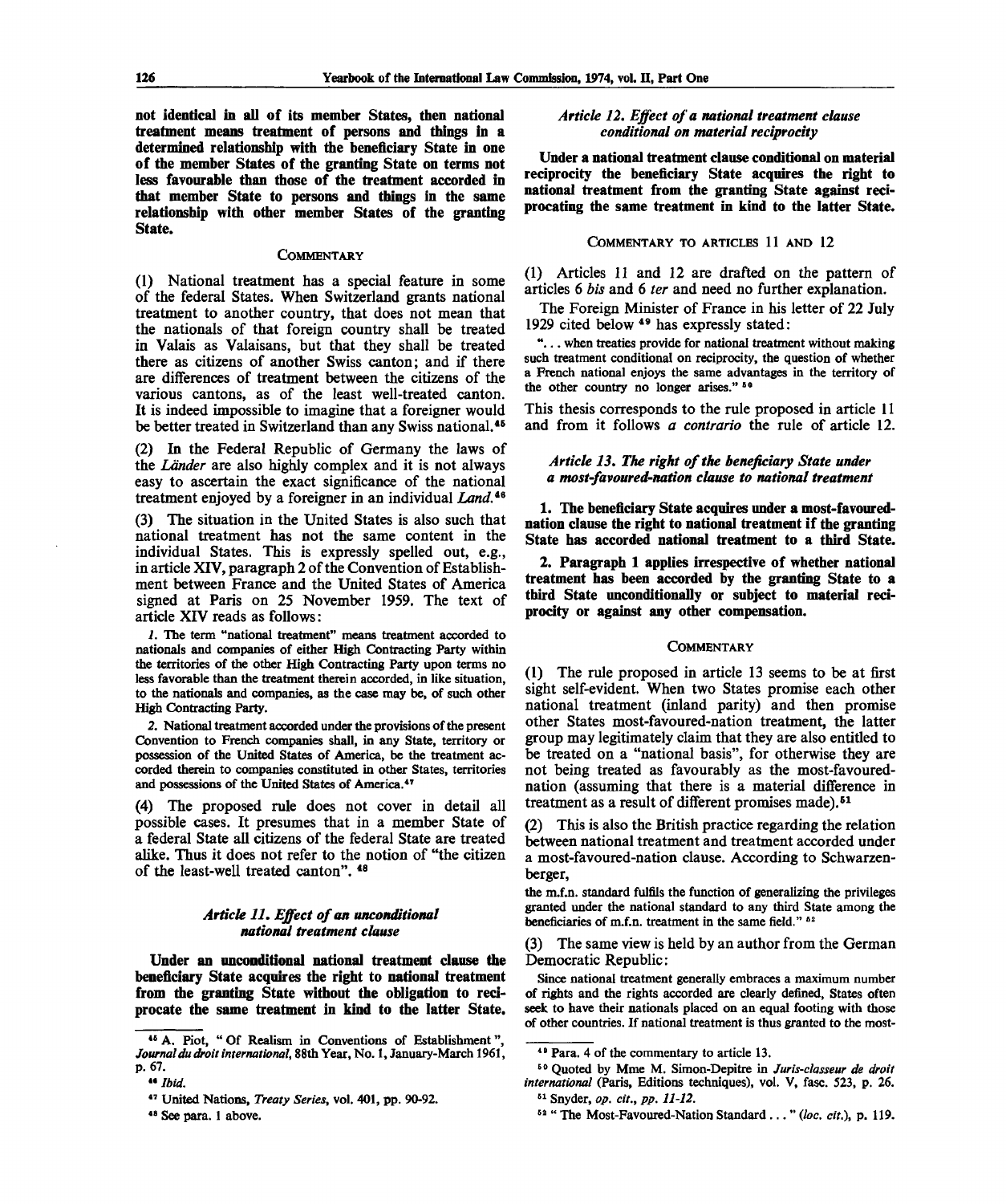**not identical in all of its member States, then national treatment means treatment of persons and things in a determined relationship with the beneficiary State in one of the member States of the granting State on terms not less favourable than those of the treatment accorded in that member State to persons and things in the same relationship with other member States of the granting State.**

COMMENTARY

(1) National treatment has a special feature in some of the federal States. When Switzerland grants national treatment to another country, that does not mean that the nationals of that foreign country shall be treated in Valais as Valaisans, but that they shall be treated there as citizens of another Swiss canton; and if there are differences of treatment between the citizens of the various cantons, as of the least well-treated canton. It is indeed impossible to imagine that a foreigner would be better treated in Switzerland than any Swiss national.[45]

(2) In the Federal Republic of Germany the laws of the *Länder* are also highly complex and it is not always easy to ascertain the exact significance of the national treatment enjoyed by a foreigner in an individual *Land*.[46]

(3) The situation in the United States is also such that national treatment has not the same content in the individual States. This is expressly spelled out, e.g., in article XIV, paragraph 2 of the Convention of Establishment between France and the United States of America signed at Paris on 25 November 1959. The text of article XIV reads as follows:

> *1.* The term "national treatment" means treatment accorded to nationals and companies of either High Contracting Party within the territories of the other High Contracting Party upon terms no less favorable than the treatment therein accorded, in like situation, to the nationals and companies, as the case may be, of such other High Contracting Party.
>
> *2.* National treatment accorded under the provisions of the present Convention to French companies shall, in any State, territory or possession of the United States of America, be the treatment accorded therein to companies constituted in other States, territories and possessions of the United States of America.[47]

(4) The proposed rule does not cover in detail all possible cases. It presumes that in a member State of a federal State all citizens of the federal State are treated alike. Thus it does not refer to the notion of "the citizen of the least-well treated canton".[48]

### *Article 11. Effect of an unconditional national treatment clause*

**Under an unconditional national treatment clause the beneficiary State acquires the right to national treatment from the granting State without the obligation to reciprocate the same treatment in kind to the latter State.**

### *Article 12. Effect of a national treatment clause conditional on material reciprocity*

**Under a national treatment clause conditional on material reciprocity the beneficiary State acquires the right to national treatment from the granting State against reciprocating the same treatment in kind to the latter State.**

COMMENTARY TO ARTICLES 11 AND 12

(1) Articles 11 and 12 are drafted on the pattern of articles 6 *bis* and 6 *ter* and need no further explanation.

The Foreign Minister of France in his letter of 22 July 1929 cited below[49] has expressly stated:

> "... when treaties provide for national treatment without making such treatment conditional on reciprocity, the question of whether a French national enjoys the same advantages in the territory of the other country no longer arises."[50]

This thesis corresponds to the rule proposed in article 11 and from it follows *a contrario* the rule of article 12.

### *Article 13. The right of the beneficiary State under a most-favoured-nation clause to national treatment*

**1. The beneficiary State acquires under a most-favoured-nation clause the right to national treatment if the granting State has accorded national treatment to a third State.**

**2. Paragraph 1 applies irrespective of whether national treatment has been accorded by the granting State to a third State unconditionally or subject to material reciprocity or against any other compensation.**

COMMENTARY

(1) The rule proposed in article 13 seems to be at first sight self-evident. When two States promise each other national treatment (inland parity) and then promise other States most-favoured-nation treatment, the latter group may legitimately claim that they are also entitled to be treated on a "national basis", for otherwise they are not being treated as favourably as the most-favoured-nation (assuming that there is a material difference in treatment as a result of different promises made).[51]

(2) This is also the British practice regarding the relation between national treatment and treatment accorded under a most-favoured-nation clause. According to Schwarzenberger,

> the m.f.n. standard fulfils the function of generalizing the privileges granted under the national standard to any third State among the beneficiaries of m.f.n. treatment in the same field."[52]

(3) The same view is held by an author from the German Democratic Republic:

> Since national treatment generally embraces a maximum number of rights and the rights accorded are clearly defined, States often seek to have their nationals placed on an equal footing with those of other countries. If national treatment is thus granted to the most-

---

[45] A. Piot, "Of Realism in Conventions of Establishment", *Journal du droit international*, 88th Year, No. 1, January-March 1961, p. 67.

[46] *Ibid.*

[47] United Nations, *Treaty Series*, vol. 401, pp. 90-92.

[48] See para. 1 above.

[49] Para. 4 of the commentary to article 13.

[50] Quoted by Mme M. Simon-Depitre in *Juris-classeur de droit international* (Paris, Editions techniques), vol. V, fasc. 523, p. 26.

[51] Snyder, *op. cit., pp. 11-12.*

[52] "The Most-Favoured-Nation Standard ..." (*loc. cit.*), p. 119.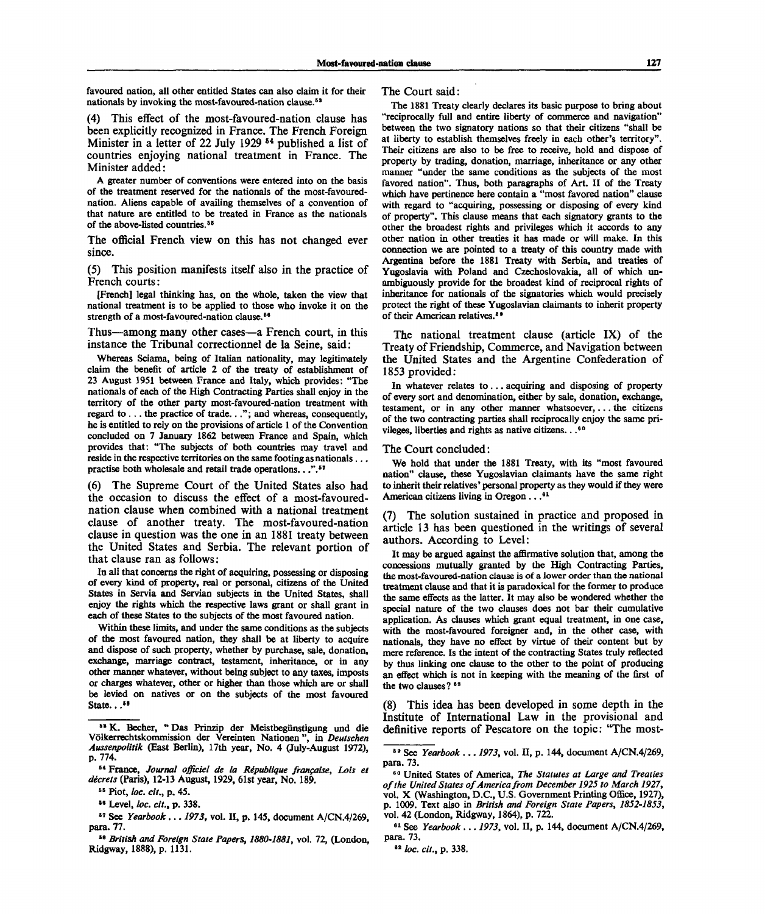favoured nation, all other entitled States can also claim it for their nationals by invoking the most-favoured-nation clause.[53]

(4) This effect of the most-favoured-nation clause has been explicitly recognized in France. The French Foreign Minister in a letter of 22 July 1929 [54] published a list of countries enjoying national treatment in France. The Minister added:

> A greater number of conventions were entered into on the basis of the treatment reserved for the nationals of the most-favoured-nation. Aliens capable of availing themselves of a convention of that nature are entitled to be treated in France as the nationals of the above-listed countries.[55]

The official French view on this has not changed ever since.

(5) This position manifests itself also in the practice of French courts:

> [French] legal thinking has, on the whole, taken the view that national treatment is to be applied to those who invoke it on the strength of a most-favoured-nation clause.[56]

Thus—among many other cases—a French court, in this instance the Tribunal correctionnel de la Seine, said:

> Whereas Sciama, being of Italian nationality, may legitimately claim the benefit of article 2 of the treaty of establishment of 23 August 1951 between France and Italy, which provides: "The nationals of each of the High Contracting Parties shall enjoy in the territory of the other party most-favoured-nation treatment with regard to . . . the practice of trade. . ."; and whereas, consequently, he is entitled to rely on the provisions of article 1 of the Convention concluded on 7 January 1862 between France and Spain, which provides that: "The subjects of both countries may travel and reside in the respective territories on the same footing as nationals . . . practise both wholesale and retail trade operations. . .".[57]

(6) The Supreme Court of the United States also had the occasion to discuss the effect of a most-favoured-nation clause when combined with a national treatment clause of another treaty. The most-favoured-nation clause in question was the one in an 1881 treaty between the United States and Serbia. The relevant portion of that clause ran as follows:

> In all that concerns the right of acquiring, possessing or disposing of every kind of property, real or personal, citizens of the United States in Servia and Servian subjects in the United States, shall enjoy the rights which the respective laws grant or shall grant in each of these States to the subjects of the most favoured nation.
>
> Within these limits, and under the same conditions as the subjects of the most favoured nation, they shall be at liberty to acquire and dispose of such property, whether by purchase, sale, donation, exchange, marriage contract, testament, inheritance, or in any other manner whatever, without being subject to any taxes, imposts or charges whatever, other or higher than those which are or shall be levied on natives or on the subjects of the most favoured State. . .[58]

The Court said:

> The 1881 Treaty clearly declares its basic purpose to bring about "reciprocally full and entire liberty of commerce and navigation" between the two signatory nations so that their citizens "shall be at liberty to establish themselves freely in each other's territory". Their citizens are also to be free to receive, hold and dispose of property by trading, donation, marriage, inheritance or any other manner "under the same conditions as the subjects of the most favored nation". Thus, both paragraphs of Art. II of the Treaty which have pertinence here contain a "most favored nation" clause with regard to "acquiring, possessing or disposing of every kind of property". This clause means that each signatory grants to the other the broadest rights and privileges which it accords to any other nation in other treaties it has made or will make. In this connection we are pointed to a treaty of this country made with Argentina before the 1881 Treaty with Serbia, and treaties of Yugoslavia with Poland and Czechoslovakia, all of which unambiguously provide for the broadest kind of reciprocal rights of inheritance for nationals of the signatories which would precisely protect the right of these Yugoslavian claimants to inherit property of their American relatives.[59]

The national treatment clause (article IX) of the Treaty of Friendship, Commerce, and Navigation between the United States and the Argentine Confederation of 1853 provided:

> In whatever relates to . . . acquiring and disposing of property of every sort and denomination, either by sale, donation, exchange, testament, or in any other manner whatsoever, . . . the citizens of the two contracting parties shall reciprocally enjoy the same privileges, liberties and rights as native citizens. . .[60]

The Court concluded:

> We hold that under the 1881 Treaty, with its "most favoured nation" clause, these Yugoslavian claimants have the same right to inherit their relatives' personal property as they would if they were American citizens living in Oregon . . .[61]

(7) The solution sustained in practice and proposed in article 13 has been questioned in the writings of several authors. According to Level:

> It may be argued against the affirmative solution that, among the concessions mutually granted by the High Contracting Parties, the most-favoured-nation clause is of a lower order than the national treatment clause and that it is paradoxical for the former to produce the same effects as the latter. It may also be wondered whether the special nature of the two clauses does not bar their cumulative application. As clauses which grant equal treatment, in one case, with the most-favoured foreigner and, in the other case, with nationals, they have no effect by virtue of their content but by mere reference. Is the intent of the contracting States truly reflected by thus linking one clause to the other to the point of producing an effect which is not in keeping with the meaning of the first of the two clauses? [62]

(8) This idea has been developed in some depth in the Institute of International Law in the provisional and definitive reports of Pescatore on the topic: "The most-

---

[53] K. Becher, "Das Prinzip der Meistbegünstigung und die Völkerrechtskommission der Vereinten Nationen", in *Deutschen Aussenpolitik* (East Berlin), 17th year, No. 4 (July-August 1972), p. 774.

[54] France, *Journal officiel de la République française, Lois et décrets* (Paris), 12-13 August, 1929, 61st year, No. 189.

[55] Piot, *loc. cit.*, p. 45.

[56] Level, *loc. cit.*, p. 338.

[57] See *Yearbook . . . 1973*, vol. II, p. 145, document A/CN.4/269, para. 77.

[58] *British and Foreign State Papers, 1880-1881*, vol. 72, (London, Ridgway, 1888), p. 1131.

[59] See *Yearbook . . . 1973*, vol. II, p. 144, document A/CN.4/269, para. 73.

[60] United States of America, *The Statutes at Large and Treaties of the United States of America from December 1925 to March 1927*, vol. X (Washington, D.C., U.S. Government Printing Office, 1927), p. 1009. Text also in *British and Foreign State Papers, 1852-1853*, vol. 42 (London, Ridgway, 1864), p. 722.

[61] See *Yearbook . . . 1973*, vol. II, p. 144, document A/CN.4/269, para. 73.

[62] *loc. cit.*, p. 338.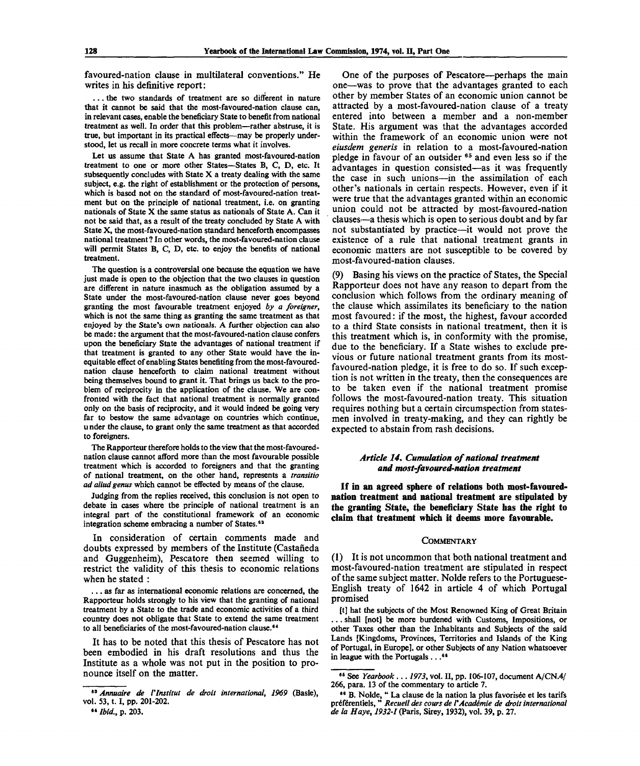favoured-nation clause in multilateral conventions." He writes in his definitive report:

> ... the two standards of treatment are so different in nature that it cannot be said that the most-favoured-nation clause can, in relevant cases, enable the beneficiary State to benefit from national treatment as well. In order that this problem—rather abstruse, it is true, but important in its practical effects—may be properly understood, let us recall in more concrete terms what it involves.
>
> Let us assume that State A has granted most-favoured-nation treatment to one or more other States—States B, C, D, etc. It subsequently concludes with State X a treaty dealing with the same subject, e.g. the right of establishment or the protection of persons, which is based not on the standard of most-favoured-nation treatment but on the principle of national treatment, i.e. on granting nationals of State X the same status as nationals of State A. Can it not be said that, as a result of the treaty concluded by State A with State X, the most-favoured-nation standard henceforth encompasses national treatment? In other words, the most-favoured-nation clause will permit States B, C, D, etc. to enjoy the benefits of national treatment.
>
> The question is a controversial one because the equation we have just made is open to the objection that the two clauses in question are different in nature inasmuch as the obligation assumed by a State under the most-favoured-nation clause never goes beyond granting the most favourable treatment enjoyed *by a foreigner*, which is not the same thing as granting the same treatment as that enjoyed by the State's own nationals. A further objection can also be made: the argument that the most-favoured-nation clause confers upon the beneficiary State the advantages of national treatment if that treatment is granted to any other State would have the inequitable effect of enabling States benefiting from the most-favoured-nation clause henceforth to claim national treatment without being themselves bound to grant it. That brings us back to the problem of reciprocity in the application of the clause. We are confronted with the fact that national treatment is normally granted only on the basis of reciprocity, and it would indeed be going very far to bestow the same advantage on countries which continue, under the clause, to grant only the same treatment as that accorded to foreigners.
>
> The Rapporteur therefore holds to the view that the most-favoured-nation clause cannot afford more than the most favourable possible treatment which is accorded to foreigners and that the granting of national treatment, on the other hand, represents a *transitio ad aliud genus* which cannot be effected by means of the clause.
>
> Judging from the replies received, this conclusion is not open to debate in cases where the principle of national treatment is an integral part of the constitutional framework of an economic integration scheme embracing a number of States.[63]

In consideration of certain comments made and doubts expressed by members of the Institute (Castañeda and Guggenheim), Pescatore then seemed willing to restrict the validity of this thesis to economic relations when he stated :

> ... as far as international economic relations are concerned, the Rapporteur holds strongly to his view that the granting of national treatment by a State to the trade and economic activities of a third country does not obligate that State to extend the same treatment to all beneficiaries of the most-favoured-nation clause.[64]

It has to be noted that this thesis of Pescatore has not been embodied in his draft resolutions and thus the Institute as a whole was not put in the position to pronounce itself on the matter.

One of the purposes of Pescatore—perhaps the main one—was to prove that the advantages granted to each other by member States of an economic union cannot be attracted by a most-favoured-nation clause of a treaty entered into between a member and a non-member State. His argument was that the advantages accorded within the framework of an economic union were not *eiusdem generis* in relation to a most-favoured-nation pledge in favour of an outsider [65] and even less so if the advantages in question consisted—as it was frequently the case in such unions—in the assimilation of each other's nationals in certain respects. However, even if it were true that the advantages granted within an economic union could not be attracted by most-favoured-nation clauses—a thesis which is open to serious doubt and by far not substantiated by practice—it would not prove the existence of a rule that national treatment grants in economic matters are not susceptible to be covered by most-favoured-nation clauses.

(9) Basing his views on the practice of States, the Special Rapporteur does not have any reason to depart from the conclusion which follows from the ordinary meaning of the clause which assimilates its beneficiary to the nation most favoured: if the most, the highest, favour accorded to a third State consists in national treatment, then it is this treatment which is, in conformity with the promise, due to the beneficiary. If a State wishes to exclude previous or future national treatment grants from its most-favoured-nation pledge, it is free to do so. If such exception is not written in the treaty, then the consequences are to be taken even if the national treatment promise follows the most-favoured-nation treaty. This situation requires nothing but a certain circumspection from statesmen involved in treaty-making, and they can rightly be expected to abstain from rash decisions.

### *Article 14. Cumulation of national treatment and most-favoured-nation treatment*

**If in an agreed sphere of relations both most-favoured-nation treatment and national treatment are stipulated by the granting State, the beneficiary State has the right to claim that treatment which it deems more favourable.**

#### Commentary

(1) It is not uncommon that both national treatment and most-favoured-nation treatment are stipulated in respect of the same subject matter. Nolde refers to the Portuguese-English treaty of 1642 in article 4 of which Portugal promised

> [t] hat the subjects of the Most Renowned King of Great Britain ... shall [not] be more burdened with Customs, Impositions, or other Taxes other than the Inhabitants and Subjects of the said Lands [Kingdoms, Provinces, Territories and Islands of the King of Portugal, in Europe], or other Subjects of any Nation whatsoever in league with the Portugals ...[66]

---

[63] *Annuaire de l'Institut de droit international, 1969* (Basle), vol. 53, t. I, pp. 201-202.

[64] *Ibid.*, p. 203.

[65] See *Yearbook ... 1973*, vol. II, pp. 106-107, document A/CN.4/266, para. 13 of the commentary to article 7.

[66] B. Nolde, "La clause de la nation la plus favorisée et les tarifs préférentiels," *Recueil des cours de l'Académie de droit international de la Haye, 1932-I* (Paris, Sirey, 1932), vol. 39, p. 27.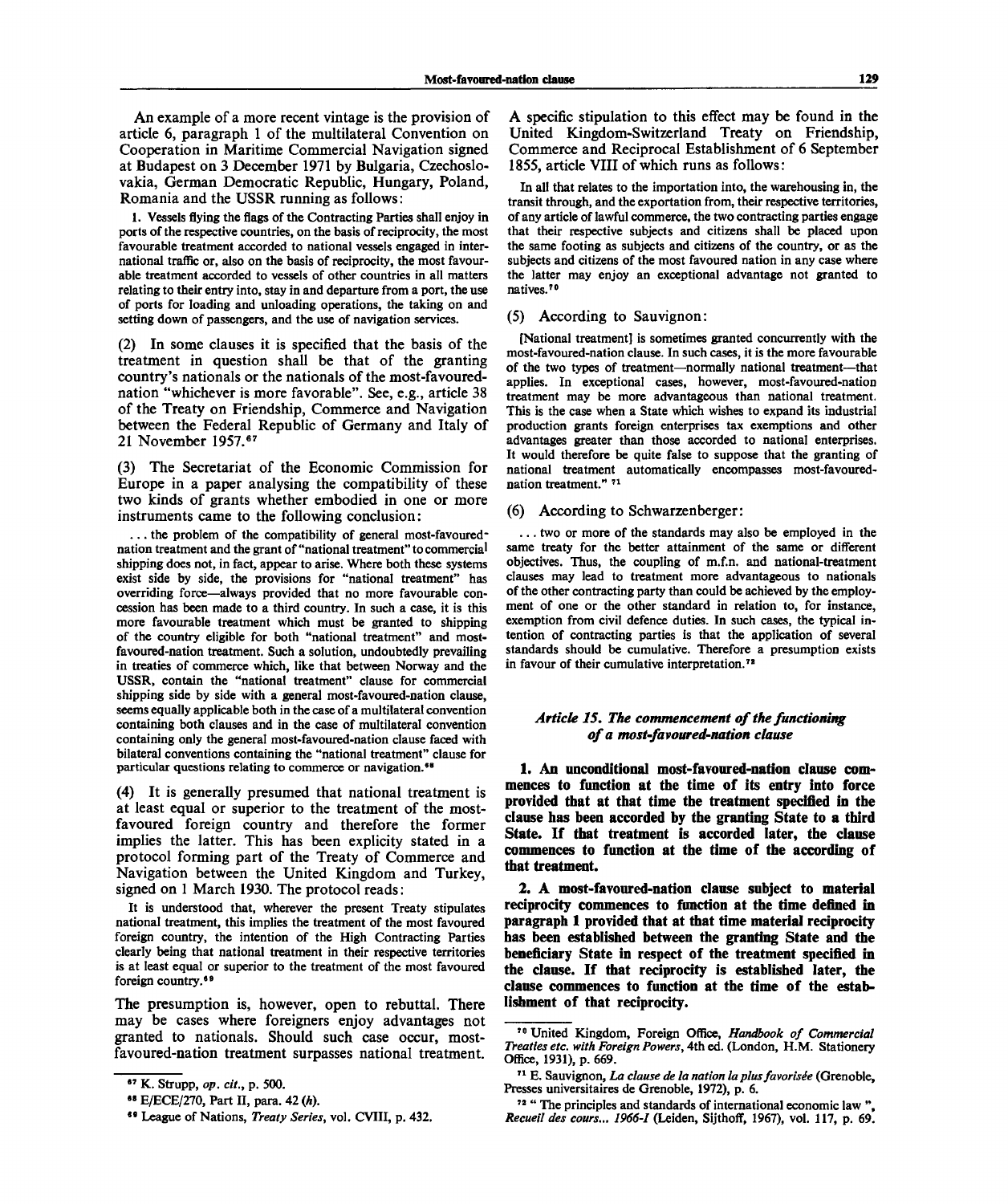An example of a more recent vintage is the provision of article 6, paragraph 1 of the multilateral Convention on Cooperation in Maritime Commercial Navigation signed at Budapest on 3 December 1971 by Bulgaria, Czechoslovakia, German Democratic Republic, Hungary, Poland, Romania and the USSR running as follows:

> 1. Vessels flying the flags of the Contracting Parties shall enjoy in ports of the respective countries, on the basis of reciprocity, the most favourable treatment accorded to national vessels engaged in international traffic or, also on the basis of reciprocity, the most favourable treatment accorded to vessels of other countries in all matters relating to their entry into, stay in and departure from a port, the use of ports for loading and unloading operations, the taking on and setting down of passengers, and the use of navigation services.

(2) In some clauses it is specified that the basis of the treatment in question shall be that of the granting country's nationals or the nationals of the most-favoured-nation "whichever is more favorable". See, e.g., article 38 of the Treaty on Friendship, Commerce and Navigation between the Federal Republic of Germany and Italy of 21 November 1957.[67]

(3) The Secretariat of the Economic Commission for Europe in a paper analysing the compatibility of these two kinds of grants whether embodied in one or more instruments came to the following conclusion:

> ... the problem of the compatibility of general most-favoured-nation treatment and the grant of "national treatment" to commercial shipping does not, in fact, appear to arise. Where both these systems exist side by side, the provisions for "national treatment" has overriding force—always provided that no more favourable concession has been made to a third country. In such a case, it is this more favourable treatment which must be granted to shipping of the country eligible for both "national treatment" and most-favoured-nation treatment. Such a solution, undoubtedly prevailing in treaties of commerce which, like that between Norway and the USSR, contain the "national treatment" clause for commercial shipping side by side with a general most-favoured-nation clause, seems equally applicable both in the case of a multilateral convention containing both clauses and in the case of multilateral convention containing only the general most-favoured-nation clause faced with bilateral conventions containing the "national treatment" clause for particular questions relating to commerce or navigation.[68]

(4) It is generally presumed that national treatment is at least equal or superior to the treatment of the most-favoured foreign country and therefore the former implies the latter. This has been explicity stated in a protocol forming part of the Treaty of Commerce and Navigation between the United Kingdom and Turkey, signed on 1 March 1930. The protocol reads:

> It is understood that, wherever the present Treaty stipulates national treatment, this implies the treatment of the most favoured foreign country, the intention of the High Contracting Parties clearly being that national treatment in their respective territories is at least equal or superior to the treatment of the most favoured foreign country.[69]

The presumption is, however, open to rebuttal. There may be cases where foreigners enjoy advantages not granted to nationals. Should such case occur, most-favoured-nation treatment surpasses national treatment. A specific stipulation to this effect may be found in the United Kingdom-Switzerland Treaty on Friendship, Commerce and Reciprocal Establishment of 6 September 1855, article VIII of which runs as follows:

> In all that relates to the importation into, the warehousing in, the transit through, and the exportation from, their respective territories, of any article of lawful commerce, the two contracting parties engage that their respective subjects and citizens shall be placed upon the same footing as subjects and citizens of the country, or as the subjects and citizens of the most favoured nation in any case where the latter may enjoy an exceptional advantage not granted to natives.[70]

(5) According to Sauvignon:

> [National treatment] is sometimes granted concurrently with the most-favoured-nation clause. In such cases, it is the more favourable of the two types of treatment—normally national treatment—that applies. In exceptional cases, however, most-favoured-nation treatment may be more advantageous than national treatment. This is the case when a State which wishes to expand its industrial production grants foreign enterprises tax exemptions and other advantages greater than those accorded to national enterprises. It would therefore be quite false to suppose that the granting of national treatment automatically encompasses most-favoured-nation treatment."[71]

(6) According to Schwarzenberger:

> ... two or more of the standards may also be employed in the same treaty for the better attainment of the same or different objectives. Thus, the coupling of m.f.n. and national-treatment clauses may lead to treatment more advantageous to nationals of the other contracting party than could be achieved by the employment of one or the other standard in relation to, for instance, exemption from civil defence duties. In such cases, the typical intention of contracting parties is that the application of several standards should be cumulative. Therefore a presumption exists in favour of their cumulative interpretation.[72]

### *Article 15. The commencement of the functioning of a most-favoured-nation clause*

**1. An unconditional most-favoured-nation clause commences to function at the time of its entry into force provided that at that time the treatment specified in the clause has been accorded by the granting State to a third State. If that treatment is accorded later, the clause commences to function at the time of the according of that treatment.**

**2. A most-favoured-nation clause subject to material reciprocity commences to function at the time defined in paragraph 1 provided that at that time material reciprocity has been established between the granting State and the beneficiary State in respect of the treatment specified in the clause. If that reciprocity is established later, the clause commences to function at the time of the establishment of that reciprocity.**

---

[67] K. Strupp, *op. cit.*, p. 500.

[68] E/ECE/270, Part II, para. 42 (*h*).

[69] League of Nations, *Treaty Series*, vol. CVIII, p. 432.

[70] United Kingdom, Foreign Office, *Handbook of Commercial Treaties etc. with Foreign Powers*, 4th ed. (London, H.M. Stationery Office, 1931), p. 669.

[71] E. Sauvignon, *La clause de la nation la plus favorisée* (Grenoble, Presses universitaires de Grenoble, 1972), p. 6.

[72] " The principles and standards of international economic law ", *Recueil des cours... 1966-I* (Leiden, Sijthoff, 1967), vol. 117, p. 69.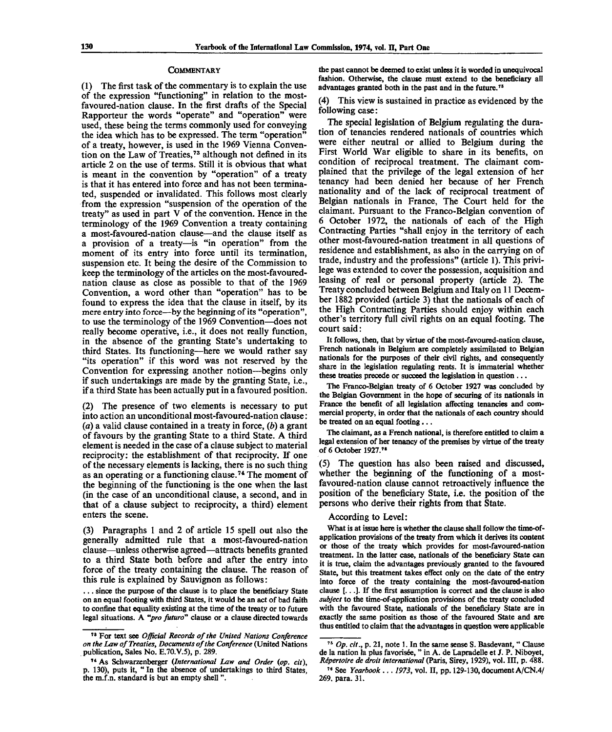### Commentary

(1) The first task of the commentary is to explain the use of the expression "functioning" in relation to the most-favoured-nation clause. In the first drafts of the Special Rapporteur the words "operate" and "operation" were used, these being the terms commonly used for conveying the idea which has to be expressed. The term "operation" of a treaty, however, is used in the 1969 Vienna Convention on the Law of Treaties,[73] although not defined in its article 2 on the use of terms. Still it is obvious that what is meant in the convention by "operation" of a treaty is that it has entered into force and has not been terminated, suspended or invalidated. This follows most clearly from the expression "suspension of the operation of the treaty" as used in part V of the convention. Hence in the terminology of the 1969 Convention a treaty containing a most-favoured-nation clause—and the clause itself as a provision of a treaty—is "in operation" from the moment of its entry into force until its termination, suspension etc. It being the desire of the Commission to keep the terminology of the articles on the most-favoured-nation clause as close as possible to that of the 1969 Convention, a word other than "operation" has to be found to express the idea that the clause in itself, by its mere entry into force—by the beginning of its "operation", to use the terminology of the 1969 Convention—does not really become operative, i.e., it does not really function, in the absence of the granting State's undertaking to third States. Its functioning—here we would rather say "its operation" if this word was not reserved by the Convention for expressing another notion—begins only if such undertakings are made by the granting State, i.e., if a third State has been actually put in a favoured position.

(2) The presence of two elements is necessary to put into action an unconditional most-favoured-nation clause: (*a*) a valid clause contained in a treaty in force, (*b*) a grant of favours by the granting State to a third State. A third element is needed in the case of a clause subject to material reciprocity: the establishment of that reciprocity. If one of the necessary elements is lacking, there is no such thing as an operating or a functioning clause.[74] The moment of the beginning of the functioning is the one when the last (in the case of an unconditional clause, a second, and in that of a clause subject to reciprocity, a third) element enters the scene.

(3) Paragraphs 1 and 2 of article 15 spell out also the generally admitted rule that a most-favoured-nation clause—unless otherwise agreed—attracts benefits granted to a third State both before and after the entry into force of the treaty containing the clause. The reason of this rule is explained by Sauvignon as follows:

> ... since the purpose of the clause is to place the beneficiary State on an equal footing with third States, it would be an act of bad faith to confine that equality existing at the time of the treaty or to future legal situations. A "*pro futuro*" clause or a clause directed towards the past cannot be deemed to exist unless it is worded in unequivocal fashion. Otherwise, the clause must extend to the beneficiary all advantages granted both in the past and in the future.[75]

(4) This view is sustained in practice as evidenced by the following case:

The special legislation of Belgium regulating the duration of tenancies rendered nationals of countries which were either neutral or allied to Belgium during the First World War eligible to share in its benefits, on condition of reciprocal treatment. The claimant complained that the privilege of the legal extension of her tenancy had been denied her because of her French nationality and of the lack of reciprocal treatment of Belgian nationals in France, The Court held for the claimant. Pursuant to the Franco-Belgian convention of 6 October 1972, the nationals of each of the High Contracting Parties "shall enjoy in the territory of each other most-favoured-nation treatment in all questions of residence and establishment, as also in the carrying on of trade, industry and the professions" (article 1). This privilege was extended to cover the possession, acquisition and leasing of real or personal property (article 2). The Treaty concluded between Belgium and Italy on 11 December 1882 provided (article 3) that the nationals of each of the High Contracting Parties should enjoy within each other's territory full civil rights on an equal footing. The court said:

> It follows, then, that by virtue of the most-favoured-nation clause, French nationals in Belgium are completely assimilated to Belgian nationals for the purposes of their civil rights, and consequently share in the legislation regulating rents. It is immaterial whether these treaties precede or succeed the legislation in question ...
>
> The Franco-Belgian treaty of 6 October 1927 was concluded by the Belgian Government in the hope of securing of its nationals in France the benefit of all legislation affecting tenancies and commercial property, in order that the nationals of each country should be treated on an equal footing ...
>
> The claimant, as a French national, is therefore entitled to claim a legal extension of her tenancy of the premises by virtue of the treaty of 6 October 1927.[76]

(5) The question has also been raised and discussed, whether the beginning of the functioning of a most-favoured-nation clause cannot retroactively influence the position of the beneficiary State, i.e. the position of the persons who derive their rights from that State.

According to Level:

> What is at issue here is whether the clause shall follow the time-of-application provisions of the treaty from which it derives its content or those of the treaty which provides for most-favoured-nation treatment. In the latter case, nationals of the beneficiary State can it is true, claim the advantages previously granted to the favoured State, but this treatment takes effect only on the date of the entry into force of the treaty containing the most-favoured-nation clause [...]. If the first assumption is correct and the clause is also *subject* to the time-of-application provisions of the treaty concluded with the favoured State, nationals of the beneficiary State are in exactly the same position as those of the favoured State and are thus entitled to claim that the advantages in question were applicable

---

[73] For text see *Official Records of the United Nations Conference on the Law of Treaties, Documents of the Conference* (United Nations publication, Sales No. E.70.V.5), p. 289.

[74] As Schwarzenberger (*International Law and Order* (*op. cit*), p. 130), puts it, " In the absence of undertakings to third States, the m.f.n. standard is but an empty shell ".

[75] *Op. cit*., p. 21, note 1. In the same sense S. Basdevant, " Clause de la nation la plus favorisée, " in A. de Lapradelle et J. P. Niboyet, *Répertoire de droit international* (Paris, Sirey, 1929), vol. III, p. 488.

[76] See *Yearbook ... 1973*, vol. II, pp. 129-130, document A/CN.4/269, para. 31.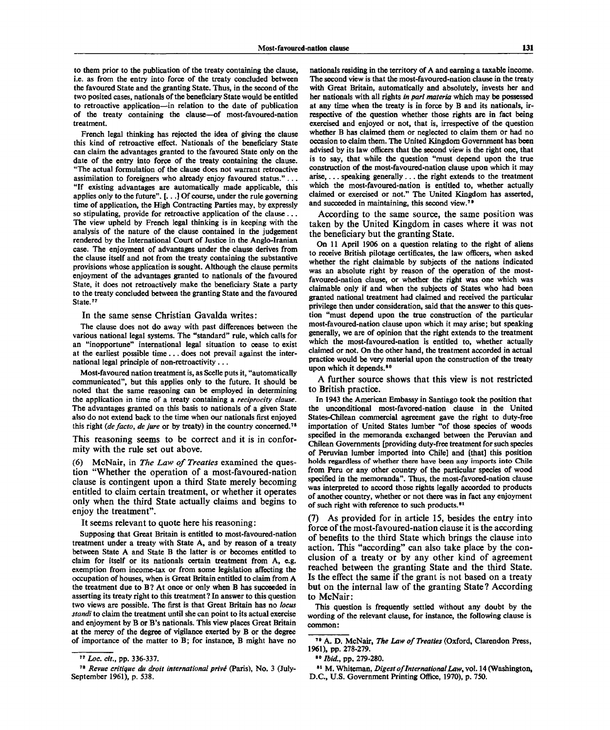to them prior to the publication of the treaty containing the clause, i.e. as from the entry into force of the treaty concluded between the favoured State and the granting State. Thus, in the second of the two posited cases, nationals of the beneficiary State would be entitled to retroactive application—in relation to the date of publication of the treaty containing the clause—of most-favoured-nation treatment.

French legal thinking has rejected the idea of giving the clause this kind of retroactive effect. Nationals of the beneficiary State can claim the advantages granted to the favoured State only on the date of the entry into force of the treaty containing the clause. "The actual formulation of the clause does not warrant retroactive assimilation to foreigners who already enjoy favoured status." ... "If existing advantages are automatically made applicable, this applies only to the future". [. . .] Of course, under the rule governing time of application, the High Contracting Parties may, by expressly so stipulating, provide for retroactive application of the clause ... The view upheld by French legal thinking is in keeping with the analysis of the nature of the clause contained in the judgement rendered by the International Court of Justice in the Anglo-Iranian case. The enjoyment of advantages under the clause derives from the clause itself and not from the treaty containing the substantive provisions whose application is sought. Although the clause permits enjoyment of the advantages granted to nationals of the favoured State, it does not retroactively make the beneficiary State a party to the treaty concluded between the granting State and the favoured State.[77]

In the same sense Christian Gavalda writes:

The clause does not do away with past differences between the various national legal systems. The "standard" rule, which calls for an "inopportune" international legal situation to cease to exist at the earliest possible time ... does not prevail against the international legal principle of non-retroactivity ...

Most-favoured nation treatment is, as Scelle puts it, "automatically communicated", but this applies only to the future. It should be noted that the same reasoning can be employed in determining the application in time of a treaty containing a *reciprocity clause*. The advantages granted on this basis to nationals of a given State also do not extend back to the time when our nationals first enjoyed this right (*de facto*, *de jure* or by treaty) in the country concerned.[78]

This reasoning seems to be correct and it is in conformity with the rule set out above.

(6) McNair, in *The Law of Treaties* examined the question "Whether the operation of a most-favoured-nation clause is contingent upon a third State merely becoming entitled to claim certain treatment, or whether it operates only when the third State actually claims and begins to enjoy the treatment".

It seems relevant to quote here his reasoning:

Supposing that Great Britain is entitled to most-favoured-nation treatment under a treaty with State A, and by reason of a treaty between State A and State B the latter is or becomes entitled to claim for itself or its nationals certain treatment from A, e.g. exemption from income-tax or from some legislation affecting the occupation of houses, when is Great Britain entitled to claim from A the treatment due to B? At once or only when B has succeeded in asserting its treaty right to this treatment? In answer to this question two views are possible. The first is that Great Britain has no *locus standi* to claim the treatment until she can point to its actual exercise and enjoyment by B or B's nationals. This view places Great Britain at the mercy of the degree of vigilance exerted by B or the degree of importance of the matter to B; for instance, B might have no nationals residing in the territory of A and earning a taxable income. The second view is that the most-favoured-nation clause in the treaty with Great Britain, automatically and absolutely, invests her and her nationals with all rights *in pari materia* which may be possessed at any time when the treaty is in force by B and its nationals, irrespective of the question whether those rights are in fact being exercised and enjoyed or not, that is, irrespective of the question whether B has claimed them or neglected to claim them or had no occasion to claim them. The United Kingdom Government has been advised by its law officers that the second view is the right one, that is to say, that while the question "must depend upon the true construction of the most-favoured-nation clause upon which it may arise, ... speaking generally ... the right extends to the treatment which the most-favoured-nation is entitled to, whether actually claimed or exercised or not." The United Kingdom has asserted, and succeeded in maintaining, this second view.[79]

According to the same source, the same position was taken by the United Kingdom in cases where it was not the beneficiary but the granting State.

On 11 April 1906 on a question relating to the right of aliens to receive British pilotage certificates, the law officers, when asked whether the right claimable by subjects of the nations indicated was an absolute right by reason of the operation of the most-favoured-nation clause, or whether the right was one which was claimable only if and when the subjects of States who had been granted national treatment had claimed and received the particular privilege then under consideration, said that the answer to this question "must depend upon the true construction of the particular most-favoured-nation clause upon which it may arise; but speaking generally, we are of opinion that the right extends to the treatment which the most-favoured-nation is entitled to, whether actually claimed or not. On the other hand, the treatment accorded in actual practice would be very material upon the construction of the treaty upon which it depends.[80]

A further source shows that this view is not restricted to British practice.

In 1943 the American Embassy in Santiago took the position that the unconditional most-favored-nation clause in the United States-Chilean commercial agreement gave the right to duty-free importation of United States lumber "of those species of woods specified in the memoranda exchanged between the Peruvian and Chilean Governments [providing duty-free treatment for such species of Peruvian lumber imported into Chile] and [that] this position holds regardless of whether there have been any imports into Chile from Peru or any other country of the particular species of wood specified in the memoranda". Thus, the most-favored-nation clause was interpreted to accord those rights legally accorded to products of another country, whether or not there was in fact any enjoyment of such right with reference to such products.[81]

(7) As provided for in article 15, besides the entry into force of the most-favoured-nation clause it is the according of benefits to the third State which brings the clause into action. This "according" can also take place by the conclusion of a treaty or by any other kind of agreement reached between the granting State and the third State. Is the effect the same if the grant is not based on a treaty but on the internal law of the granting State? According to McNair:

This question is frequently settled without any doubt by the wording of the relevant clause, for instance, the following clause is common:

---

[77] *Loc. cit.*, pp. 336-337.

[78] *Revue critique du droit international privé* (Paris), No. 3 (July-September 1961), p. 538.

[79] A. D. McNair, *The Law of Treaties* (Oxford, Clarendon Press, 1961), pp. 278-279.

[80] *Ibid.*, pp. 279-280.

[81] M. Whiteman, *Digest of International Law*, vol. 14 (Washington, D.C., U.S. Government Printing Office, 1970), p. 750.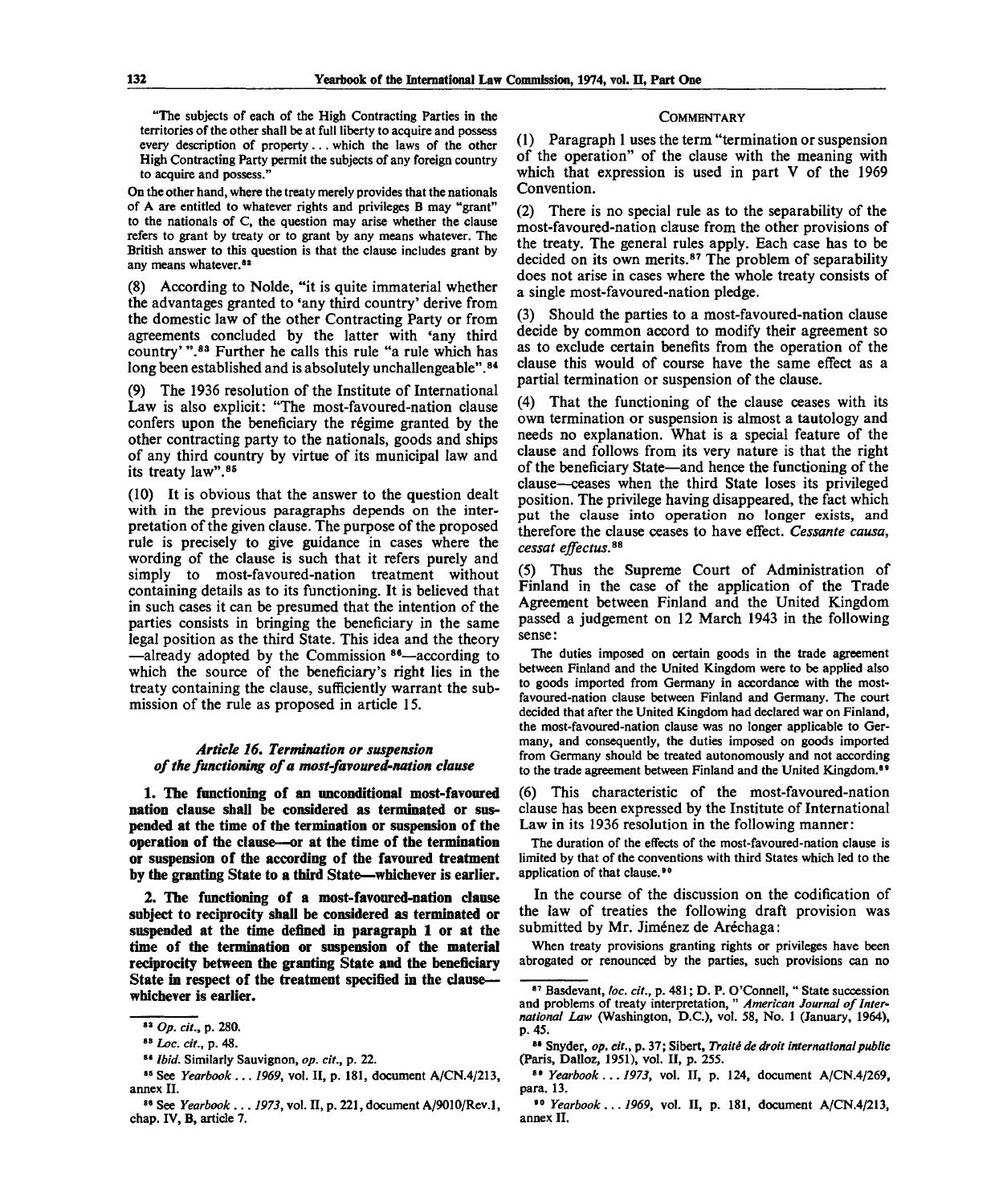"The subjects of each of the High Contracting Parties in the territories of the other shall be at full liberty to acquire and possess every description of property . . . which the laws of the other High Contracting Party permit the subjects of any foreign country to acquire and possess."

On the other hand, where the treaty merely provides that the nationals of A are entitled to whatever rights and privileges B may "grant" to the nationals of C, the question may arise whether the clause refers to grant by treaty or to grant by any means whatever. The British answer to this question is that the clause includes grant by any means whatever.[82]

(8) According to Nolde, "it is quite immaterial whether the advantages granted to 'any third country' derive from the domestic law of the other Contracting Party or from agreements concluded by the latter with 'any third country' ".[83] Further he calls this rule "a rule which has long been established and is absolutely unchallengeable".[84]

(9) The 1936 resolution of the Institute of International Law is also explicit: "The most-favoured-nation clause confers upon the beneficiary the régime granted by the other contracting party to the nationals, goods and ships of any third country by virtue of its municipal law and its treaty law".[85]

(10) It is obvious that the answer to the question dealt with in the previous paragraphs depends on the interpretation of the given clause. The purpose of the proposed rule is precisely to give guidance in cases where the wording of the clause is such that it refers purely and simply to most-favoured-nation treatment without containing details as to its functioning. It is believed that in such cases it can be presumed that the intention of the parties consists in bringing the beneficiary in the same legal position as the third State. This idea and the theory —already adopted by the Commission [86]—according to which the source of the beneficiary's right lies in the treaty containing the clause, sufficiently warrant the submission of the rule as proposed in article 15.

### *Article 16. Termination or suspension of the functioning of a most-favoured-nation clause*

**1. The functioning of an unconditional most-favoured nation clause shall be considered as terminated or suspended at the time of the termination or suspension of the operation of the clause—or at the time of the termination or suspension of the according of the favoured treatment by the granting State to a third State—whichever is earlier.**

**2. The functioning of a most-favoured-nation clause subject to reciprocity shall be considered as terminated or suspended at the time defined in paragraph 1 or at the time of the termination or suspension of the material reciprocity between the granting State and the beneficiary State in respect of the treatment specified in the clause—whichever is earlier.**

#### COMMENTARY

(1) Paragraph 1 uses the term "termination or suspension of the operation" of the clause with the meaning with which that expression is used in part V of the 1969 Convention.

(2) There is no special rule as to the separability of the most-favoured-nation clause from the other provisions of the treaty. The general rules apply. Each case has to be decided on its own merits.[87] The problem of separability does not arise in cases where the whole treaty consists of a single most-favoured-nation pledge.

(3) Should the parties to a most-favoured-nation clause decide by common accord to modify their agreement so as to exclude certain benefits from the operation of the clause this would of course have the same effect as a partial termination or suspension of the clause.

(4) That the functioning of the clause ceases with its own termination or suspension is almost a tautology and needs no explanation. What is a special feature of the clause and follows from its very nature is that the right of the beneficiary State—and hence the functioning of the clause—ceases when the third State loses its privileged position. The privilege having disappeared, the fact which put the clause into operation no longer exists, and therefore the clause ceases to have effect. *Cessante causa, cessat effectus.*[88]

(5) Thus the Supreme Court of Administration of Finland in the case of the application of the Trade Agreement between Finland and the United Kingdom passed a judgement on 12 March 1943 in the following sense:

The duties imposed on certain goods in the trade agreement between Finland and the United Kingdom were to be applied also to goods imported from Germany in accordance with the most-favoured-nation clause between Finland and Germany. The court decided that after the United Kingdom had declared war on Finland, the most-favoured-nation clause was no longer applicable to Germany, and consequently, the duties imposed on goods imported from Germany should be treated autonomously and not according to the trade agreement between Finland and the United Kingdom.[89]

(6) This characteristic of the most-favoured-nation clause has been expressed by the Institute of International Law in its 1936 resolution in the following manner:

The duration of the effects of the most-favoured-nation clause is limited by that of the conventions with third States which led to the application of that clause.[90]

In the course of the discussion on the codification of the law of treaties the following draft provision was submitted by Mr. Jiménez de Aréchaga:

When treaty provisions granting rights or privileges have been abrogated or renounced by the parties, such provisions can no

---

[82] *Op. cit.*, p. 280.

[83] *Loc. cit.*, p. 48.

[84] *Ibid.* Similarly Sauvignon, *op. cit.*, p. 22.

[85] See *Yearbook . . . 1969*, vol. II, p. 181, document A/CN.4/213, annex II.

[86] See *Yearbook . . . 1973*, vol. II, p. 221, document A/9010/Rev.1, chap. IV, B, article 7.

[87] Basdevant, *loc. cit.*, p. 481; D. P. O'Connell, " State succession and problems of treaty interpretation, " *American Journal of International Law* (Washington, D.C.), vol. 58, No. 1 (January, 1964), p. 45.

[88] Snyder, *op. cit.*, p. 37; Sibert, *Traité de droit international public* (Paris, Dalloz, 1951), vol. II, p. 255.

[89] *Yearbook . . . 1973*, vol. II, p. 124, document A/CN.4/269, para. 13.

[90] *Yearbook . . . 1969*, vol. II, p. 181, document A/CN.4/213, annex II.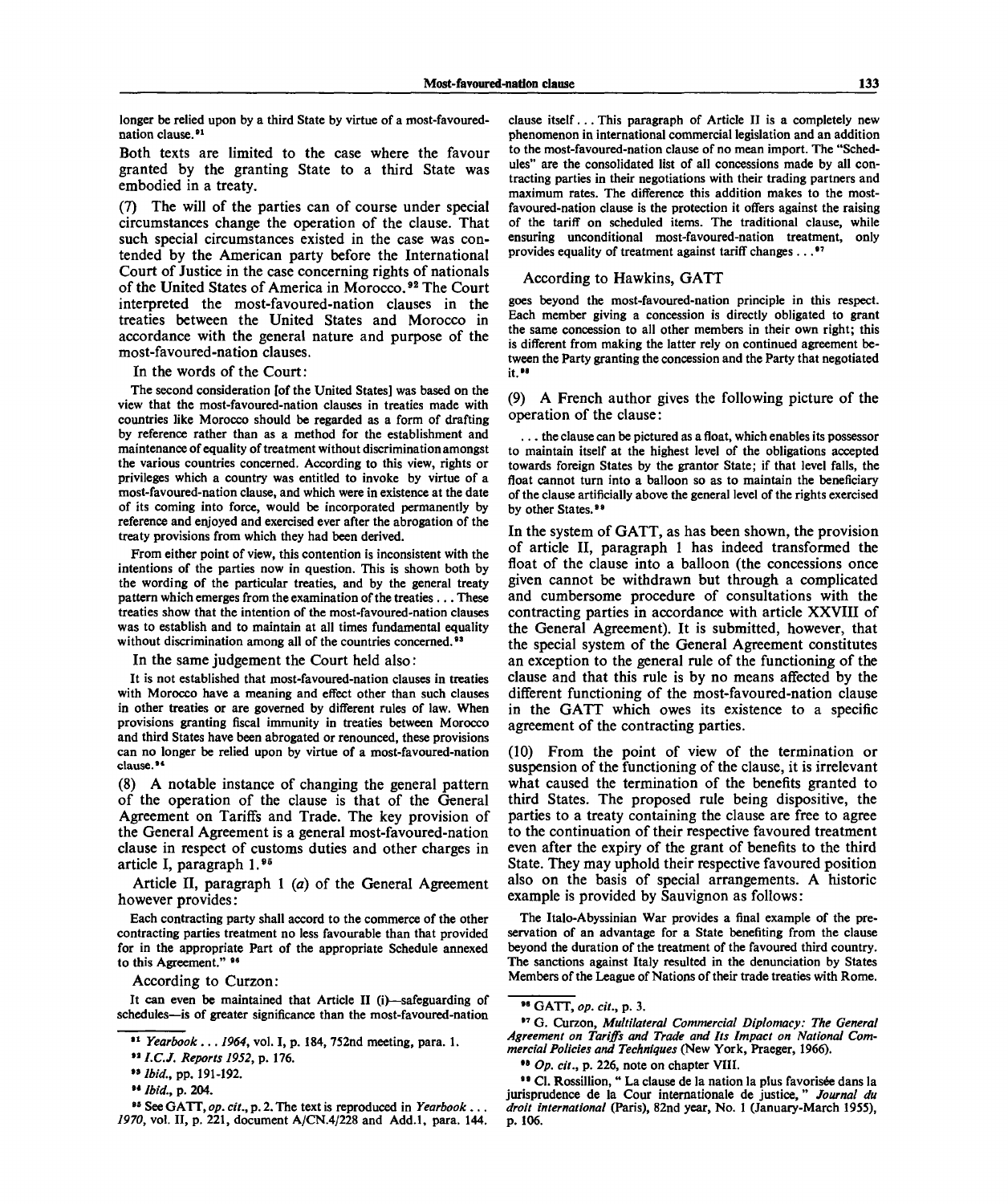longer be relied upon by a third State by virtue of a most-favoured-nation clause.[91]

Both texts are limited to the case where the favour granted by the granting State to a third State was embodied in a treaty.

(7) The will of the parties can of course under special circumstances change the operation of the clause. That such special circumstances existed in the case was contended by the American party before the International Court of Justice in the case concerning rights of nationals of the United States of America in Morocco.[92] The Court interpreted the most-favoured-nation clauses in the treaties between the United States and Morocco in accordance with the general nature and purpose of the most-favoured-nation clauses.

In the words of the Court:

> The second consideration [of the United States] was based on the view that the most-favoured-nation clauses in treaties made with countries like Morocco should be regarded as a form of drafting by reference rather than as a method for the establishment and maintenance of equality of treatment without discrimination amongst the various countries concerned. According to this view, rights or privileges which a country was entitled to invoke by virtue of a most-favoured-nation clause, and which were in existence at the date of its coming into force, would be incorporated permanently by reference and enjoyed and exercised ever after the abrogation of the treaty provisions from which they had been derived.
>
> From either point of view, this contention is inconsistent with the intentions of the parties now in question. This is shown both by the wording of the particular treaties, and by the general treaty pattern which emerges from the examination of the treaties ... These treaties show that the intention of the most-favoured-nation clauses was to establish and to maintain at all times fundamental equality without discrimination among all of the countries concerned.[93]

In the same judgement the Court held also:

> It is not established that most-favoured-nation clauses in treaties with Morocco have a meaning and effect other than such clauses in other treaties or are governed by different rules of law. When provisions granting fiscal immunity in treaties between Morocco and third States have been abrogated or renounced, these provisions can no longer be relied upon by virtue of a most-favoured-nation clause.[94]

(8) A notable instance of changing the general pattern of the operation of the clause is that of the General Agreement on Tariffs and Trade. The key provision of the General Agreement is a general most-favoured-nation clause in respect of customs duties and other charges in article I, paragraph 1.[95]

Article II, paragraph 1 (*a*) of the General Agreement however provides:

> Each contracting party shall accord to the commerce of the other contracting parties treatment no less favourable than that provided for in the appropriate Part of the appropriate Schedule annexed to this Agreement." [96]

According to Curzon:

> It can even be maintained that Article II (i)—safeguarding of schedules—is of greater significance than the most-favoured-nation clause itself ... This paragraph of Article II is a completely new phenomenon in international commercial legislation and an addition to the most-favoured-nation clause of no mean import. The "Schedules" are the consolidated list of all concessions made by all contracting parties in their negotiations with their trading partners and maximum rates. The difference this addition makes to the most-favoured-nation clause is the protection it offers against the raising of the tariff on scheduled items. The traditional clause, while ensuring unconditional most-favoured-nation treatment, only provides equality of treatment against tariff changes ...[97]

According to Hawkins, GATT

> goes beyond the most-favoured-nation principle in this respect. Each member giving a concession is directly obligated to grant the same concession to all other members in their own right; this is different from making the latter rely on continued agreement between the Party granting the concession and the Party that negotiated it.[98]

(9) A French author gives the following picture of the operation of the clause:

> ... the clause can be pictured as a float, which enables its possessor to maintain itself at the highest level of the obligations accepted towards foreign States by the grantor State; if that level falls, the float cannot turn into a balloon so as to maintain the beneficiary of the clause artificially above the general level of the rights exercised by other States.[99]

In the system of GATT, as has been shown, the provision of article II, paragraph 1 has indeed transformed the float of the clause into a balloon (the concessions once given cannot be withdrawn but through a complicated and cumbersome procedure of consultations with the contracting parties in accordance with article XXVIII of the General Agreement). It is submitted, however, that the special system of the General Agreement constitutes an exception to the general rule of the functioning of the clause and that this rule is by no means affected by the different functioning of the most-favoured-nation clause in the GATT which owes its existence to a specific agreement of the contracting parties.

(10) From the point of view of the termination or suspension of the functioning of the clause, it is irrelevant what caused the termination of the benefits granted to third States. The proposed rule being dispositive, the parties to a treaty containing the clause are free to agree to the continuation of their respective favoured treatment even after the expiry of the grant of benefits to the third State. They may uphold their respective favoured position also on the basis of special arrangements. A historic example is provided by Sauvignon as follows:

> The Italo-Abyssinian War provides a final example of the preservation of an advantage for a State benefiting from the clause beyond the duration of the treatment of the favoured third country. The sanctions against Italy resulted in the denunciation by States Members of the League of Nations of their trade treaties with Rome.

---

[91] *Yearbook ... 1964*, vol. I, p. 184, 752nd meeting, para. 1.

[92] *I.C.J. Reports 1952*, p. 176.

[93] *Ibid.*, pp. 191-192.

[94] *Ibid.*, p. 204.

[95] See GATT, *op. cit.*, p. 2. The text is reproduced in *Yearbook ... 1970*, vol. II, p. 221, document A/CN.4/228 and Add.1, para. 144.

[96] GATT, *op. cit.*, p. 3.

[97] G. Curzon, *Multilateral Commercial Diplomacy: The General Agreement on Tariffs and Trade and Its Impact on National Commercial Policies and Techniques* (New York, Praeger, 1966).

[98] *Op. cit.*, p. 226, note on chapter VIII.

[99] Cl. Rossillion, " La clause de la nation la plus favorisée dans la jurisprudence de la Cour internationale de justice, " *Journal du droit international* (Paris), 82nd year, No. 1 (January-March 1955), p. 106.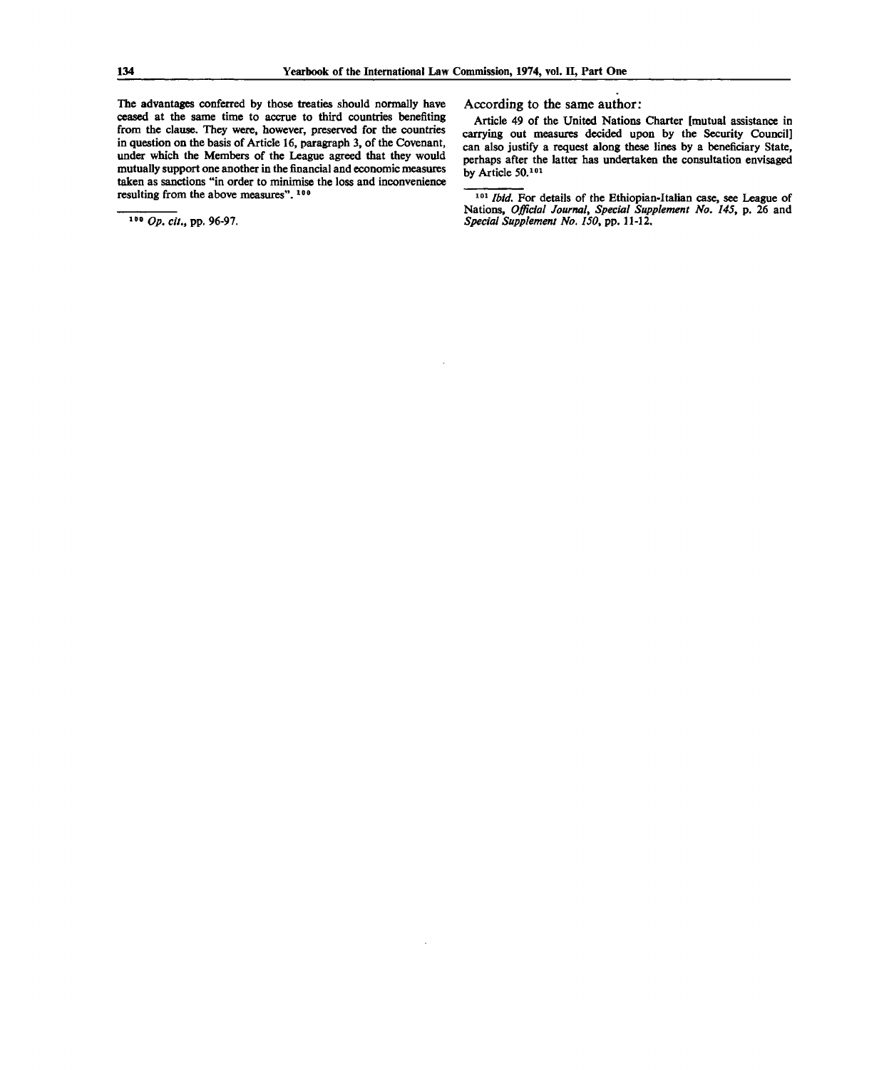The advantages conferred by those treaties should normally have ceased at the same time to accrue to third countries benefiting from the clause. They were, however, preserved for the countries in question on the basis of Article 16, paragraph 3, of the Covenant, under which the Members of the League agreed that they would mutually support one another in the financial and economic measures taken as sanctions "in order to minimise the loss and inconvenience resulting from the above measures".[100]

[100] *Op. cit.*, pp. 96-97.

According to the same author:

Article 49 of the United Nations Charter [mutual assistance in carrying out measures decided upon by the Security Council] can also justify a request along these lines by a beneficiary State, perhaps after the latter has undertaken the consultation envisaged by Article 50.[101]

[101] *Ibid.* For details of the Ethiopian-Italian case, see League of Nations, *Official Journal, Special Supplement No. 145*, p. 26 and *Special Supplement No. 150*, pp. 11-12.